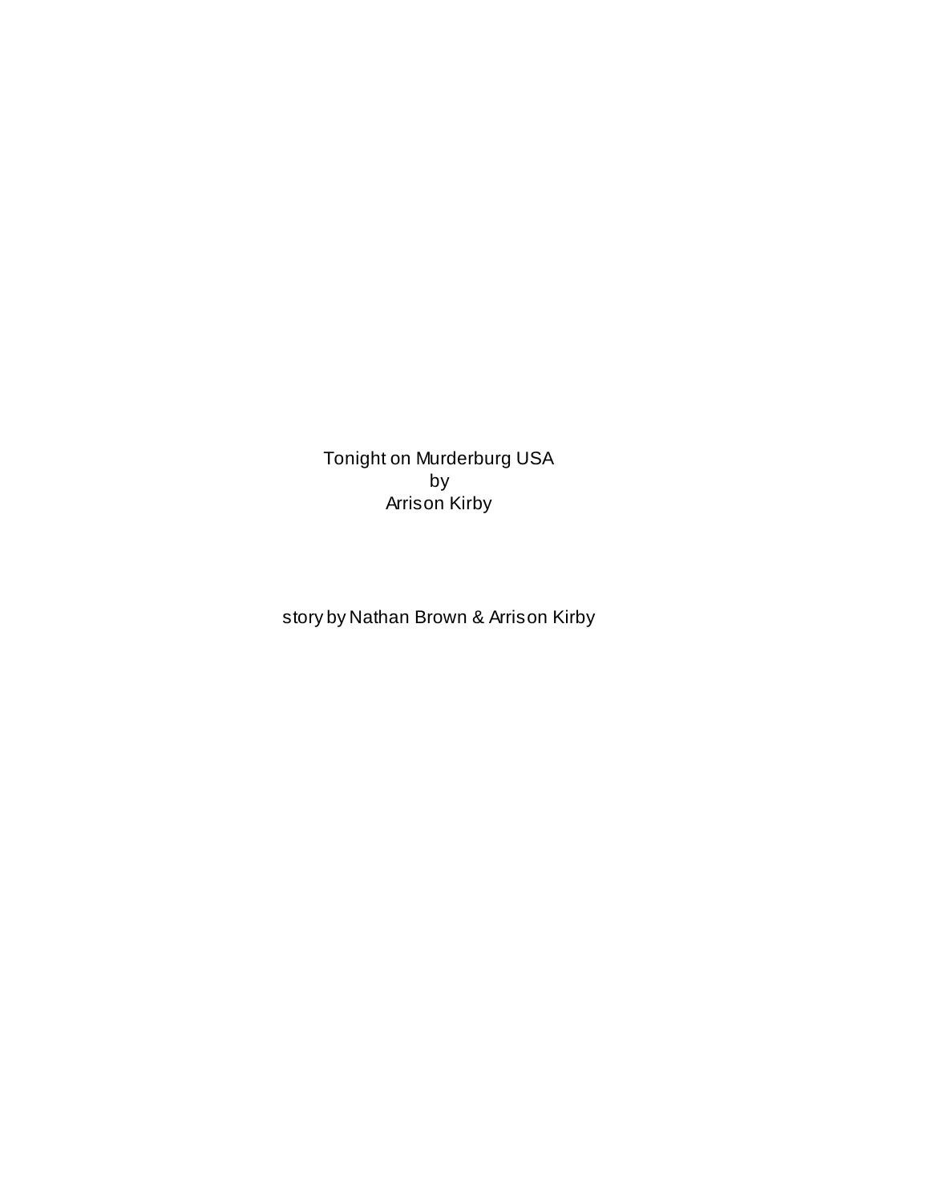Tonight on Murderburg USA

by

Arrison Kirby

story by Nathan Brown & Arrison Kirby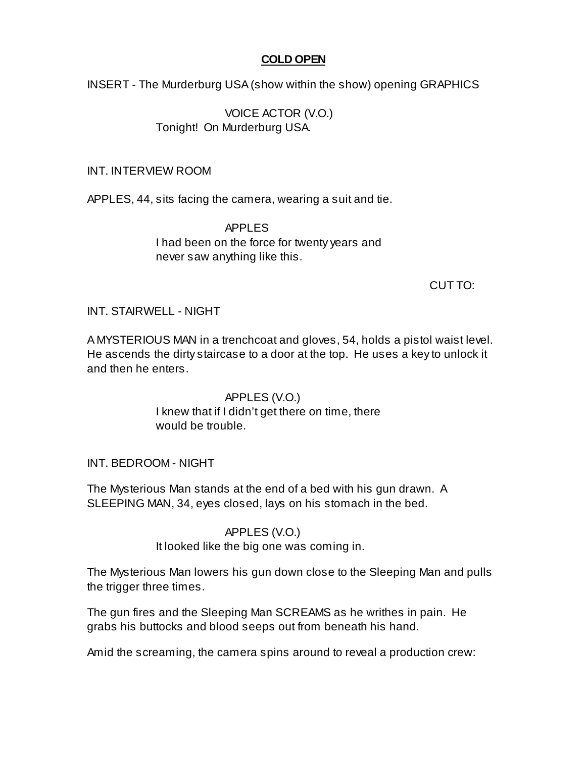**COLD OPEN**

INSERT - The Murderburg USA (show within the show) opening GRAPHICS

VOICE ACTOR (V.O.)
Tonight! On Murderburg USA.

INT. INTERVIEW ROOM

APPLES, 44, sits facing the camera, wearing a suit and tie.

APPLES
I had been on the force for twenty years and never saw anything like this.

CUT TO:

INT. STAIRWELL - NIGHT

A MYSTERIOUS MAN in a trenchcoat and gloves, 54, holds a pistol waist level. He ascends the dirty staircase to a door at the top. He uses a key to unlock it and then he enters.

APPLES (V.O.)
I knew that if I didn't get there on time, there would be trouble.

INT. BEDROOM - NIGHT

The Mysterious Man stands at the end of a bed with his gun drawn. A SLEEPING MAN, 34, eyes closed, lays on his stomach in the bed.

APPLES (V.O.)
It looked like the big one was coming in.

The Mysterious Man lowers his gun down close to the Sleeping Man and pulls the trigger three times.

The gun fires and the Sleeping Man SCREAMS as he writhes in pain. He grabs his buttocks and blood seeps out from beneath his hand.

Amid the screaming, the camera spins around to reveal a production crew: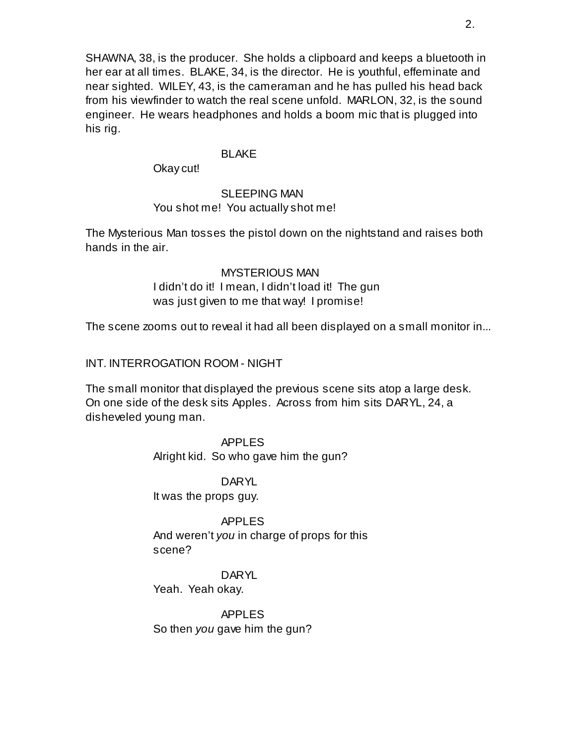SHAWNA, 38, is the producer. She holds a clipboard and keeps a bluetooth in her ear at all times. BLAKE, 34, is the director. He is youthful, effeminate and near sighted. WILEY, 43, is the cameraman and he has pulled his head back from his viewfinder to watch the real scene unfold. MARLON, 32, is the sound engineer. He wears headphones and holds a boom mic that is plugged into his rig.

BLAKE

Okay cut!

SLEEPING MAN

You shot me! You actually shot me!

The Mysterious Man tosses the pistol down on the nightstand and raises both hands in the air.

MYSTERIOUS MAN

I didn't do it! I mean, I didn't load it! The gun was just given to me that way! I promise!

The scene zooms out to reveal it had all been displayed on a small monitor in...

INT. INTERROGATION ROOM - NIGHT

The small monitor that displayed the previous scene sits atop a large desk. On one side of the desk sits Apples. Across from him sits DARYL, 24, a disheveled young man.

APPLES

Alright kid. So who gave him the gun?

DARYL

It was the props guy.

APPLES

And weren't *you* in charge of props for this scene?

DARYL

Yeah. Yeah okay.

APPLES

So then *you* gave him the gun?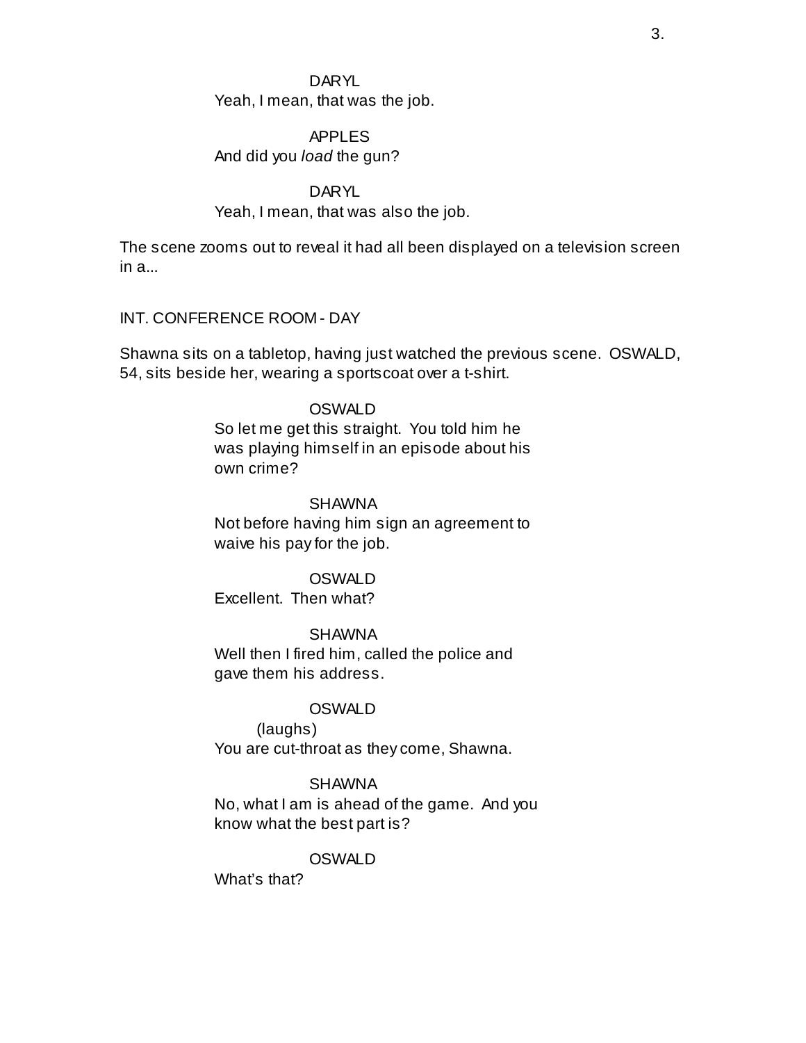DARYL

Yeah, I mean, that was the job.

APPLES

And did you *load* the gun?

DARYL

Yeah, I mean, that was also the job.

The scene zooms out to reveal it had all been displayed on a television screen in a...

INT. CONFERENCE ROOM - DAY

Shawna sits on a tabletop, having just watched the previous scene. OSWALD, 54, sits beside her, wearing a sportscoat over a t-shirt.

OSWALD

So let me get this straight. You told him he was playing himself in an episode about his own crime?

SHAWNA

Not before having him sign an agreement to waive his pay for the job.

OSWALD

Excellent. Then what?

SHAWNA

Well then I fired him, called the police and gave them his address.

OSWALD

(laughs)

You are cut-throat as they come, Shawna.

SHAWNA

No, what I am is ahead of the game. And you know what the best part is?

OSWALD

What's that?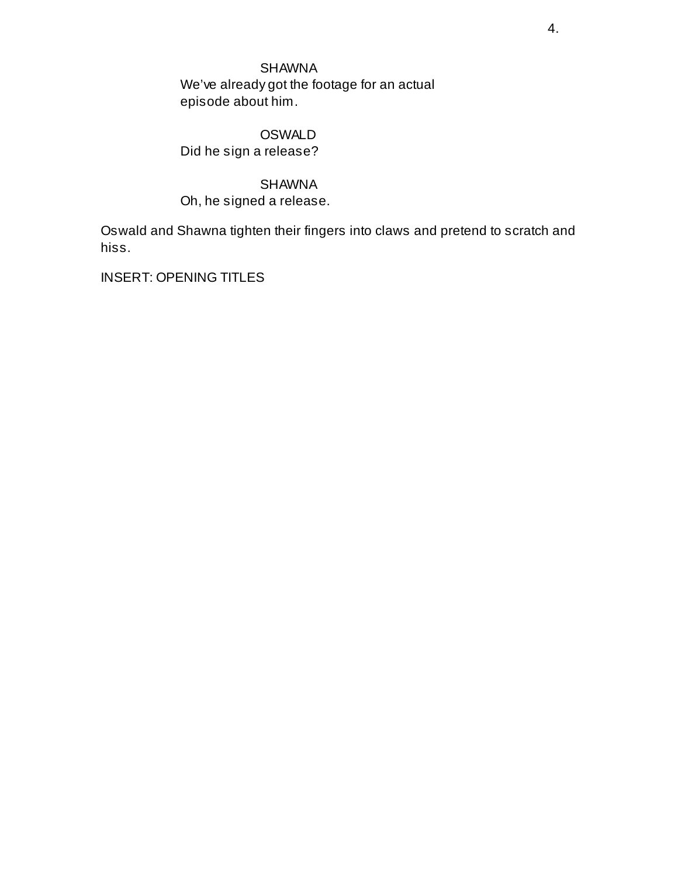SHAWNA
We've already got the footage for an actual episode about him.

OSWALD
Did he sign a release?

SHAWNA
Oh, he signed a release.

Oswald and Shawna tighten their fingers into claws and pretend to scratch and hiss.

INSERT: OPENING TITLES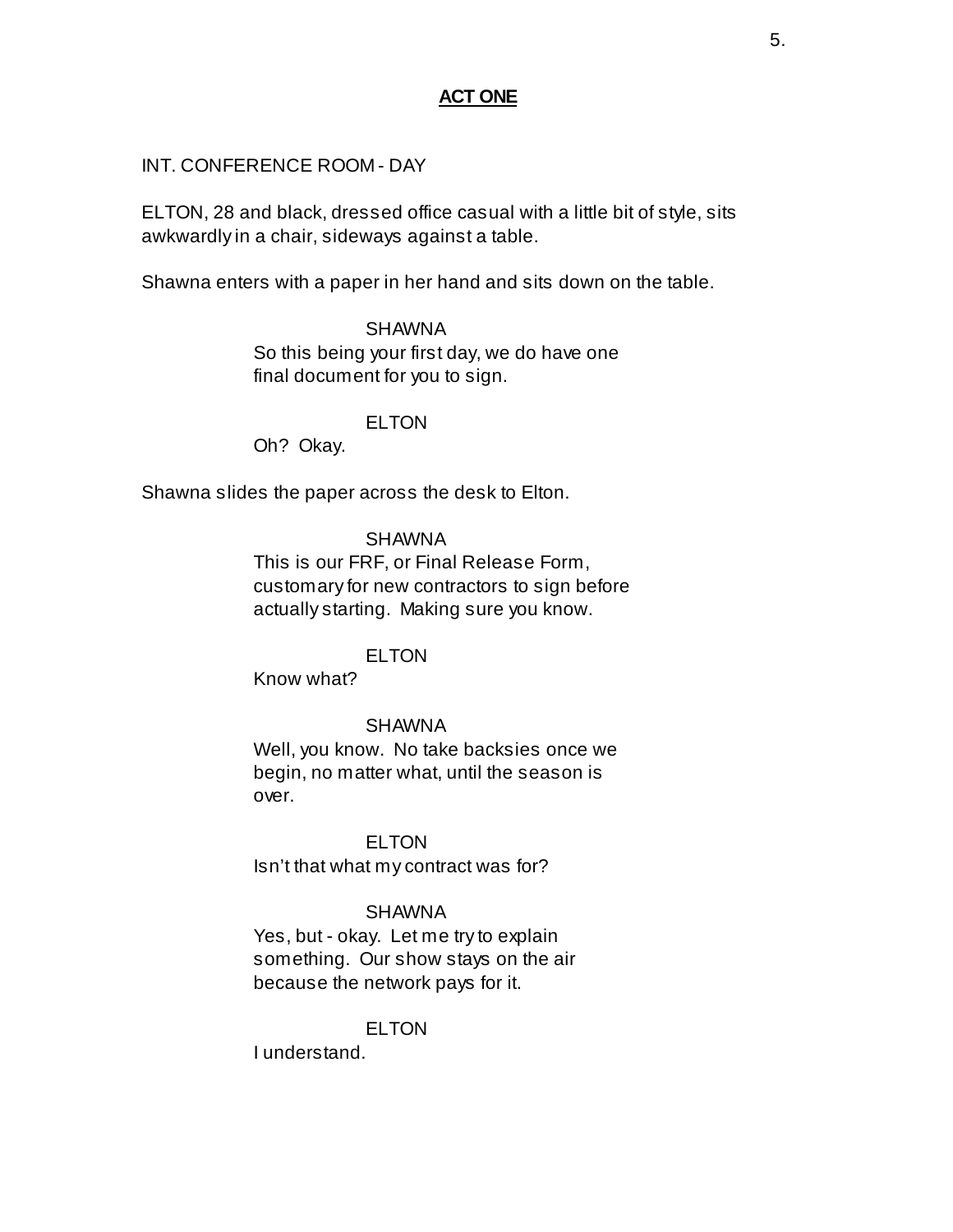**ACT ONE**

INT. CONFERENCE ROOM - DAY

ELTON, 28 and black, dressed office casual with a little bit of style, sits awkwardly in a chair, sideways against a table.

Shawna enters with a paper in her hand and sits down on the table.

SHAWNA
So this being your first day, we do have one final document for you to sign.

ELTON
Oh? Okay.

Shawna slides the paper across the desk to Elton.

SHAWNA
This is our FRF, or Final Release Form, customary for new contractors to sign before actually starting. Making sure you know.

ELTON
Know what?

SHAWNA
Well, you know. No take backsies once we begin, no matter what, until the season is over.

ELTON
Isn't that what my contract was for?

SHAWNA
Yes, but - okay. Let me try to explain something. Our show stays on the air because the network pays for it.

ELTON
I understand.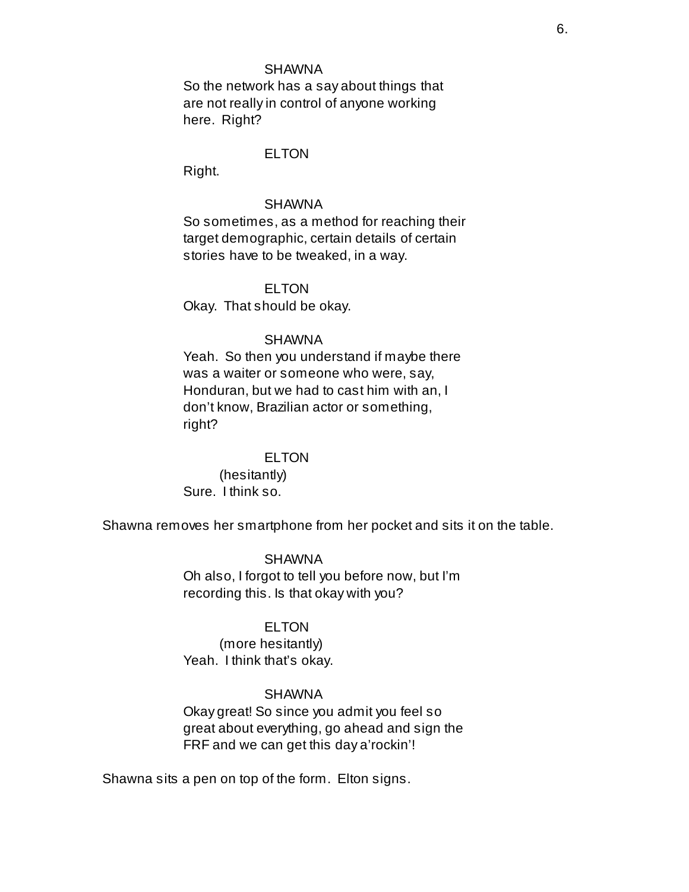SHAWNA

So the network has a say about things that are not really in control of anyone working here. Right?

ELTON

Right.

SHAWNA

So sometimes, as a method for reaching their target demographic, certain details of certain stories have to be tweaked, in a way.

ELTON

Okay. That should be okay.

SHAWNA

Yeah. So then you understand if maybe there was a waiter or someone who were, say, Honduran, but we had to cast him with an, I don't know, Brazilian actor or something, right?

ELTON

(hesitantly)

Sure. I think so.

Shawna removes her smartphone from her pocket and sits it on the table.

SHAWNA

Oh also, I forgot to tell you before now, but I'm recording this. Is that okay with you?

ELTON

(more hesitantly)

Yeah. I think that's okay.

SHAWNA

Okay great! So since you admit you feel so great about everything, go ahead and sign the FRF and we can get this day a'rockin'!

Shawna sits a pen on top of the form. Elton signs.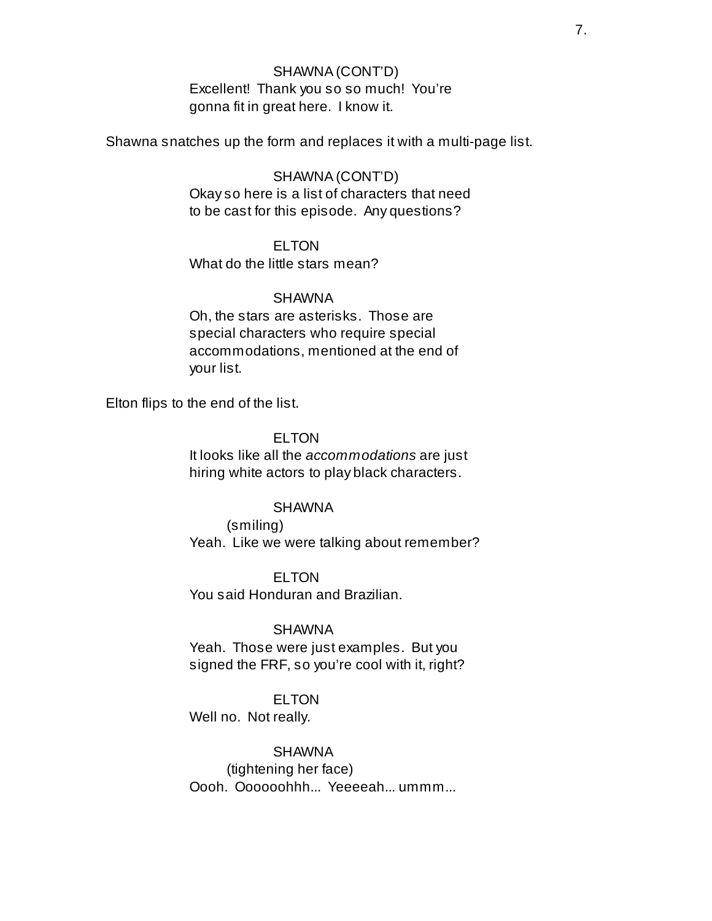SHAWNA (CONT'D)
Excellent! Thank you so so much! You're gonna fit in great here. I know it.

Shawna snatches up the form and replaces it with a multi-page list.

SHAWNA (CONT'D)
Okay so here is a list of characters that need to be cast for this episode. Any questions?

ELTON
What do the little stars mean?

SHAWNA
Oh, the stars are asterisks. Those are special characters who require special accommodations, mentioned at the end of your list.

Elton flips to the end of the list.

ELTON
It looks like all the *accommodations* are just hiring white actors to play black characters.

SHAWNA
(smiling)
Yeah. Like we were talking about remember?

ELTON
You said Honduran and Brazilian.

SHAWNA
Yeah. Those were just examples. But you signed the FRF, so you're cool with it, right?

ELTON
Well no. Not really.

SHAWNA
(tightening her face)
Oooh. Oooooohhh... Yeeeeah... ummm...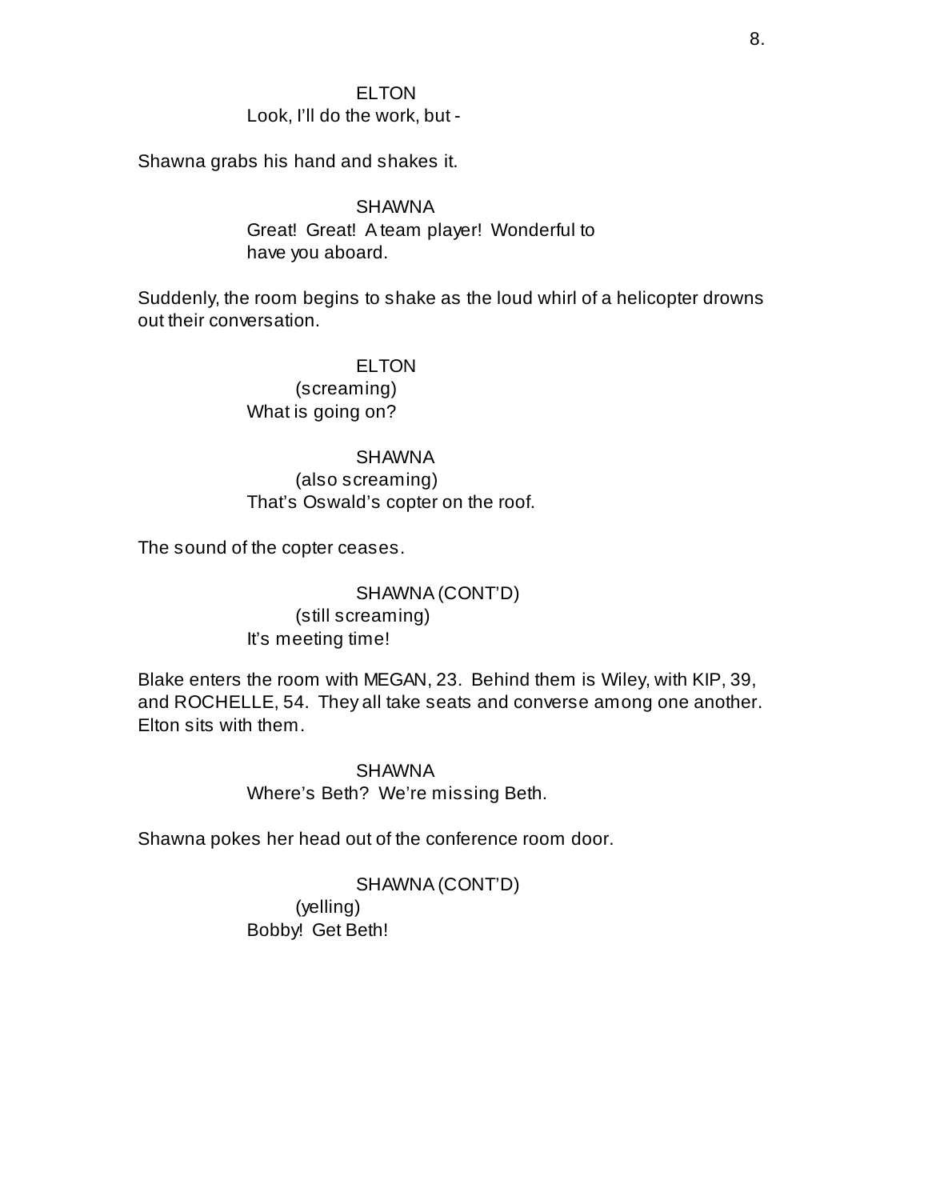ELTON
Look, I'll do the work, but -

Shawna grabs his hand and shakes it.

SHAWNA
Great! Great! A team player! Wonderful to have you aboard.

Suddenly, the room begins to shake as the loud whirl of a helicopter drowns out their conversation.

ELTON
(screaming)
What is going on?

SHAWNA
(also screaming)
That's Oswald's copter on the roof.

The sound of the copter ceases.

SHAWNA (CONT'D)
(still screaming)
It's meeting time!

Blake enters the room with MEGAN, 23. Behind them is Wiley, with KIP, 39, and ROCHELLE, 54. They all take seats and converse among one another. Elton sits with them.

SHAWNA
Where's Beth? We're missing Beth.

Shawna pokes her head out of the conference room door.

SHAWNA (CONT'D)
(yelling)
Bobby! Get Beth!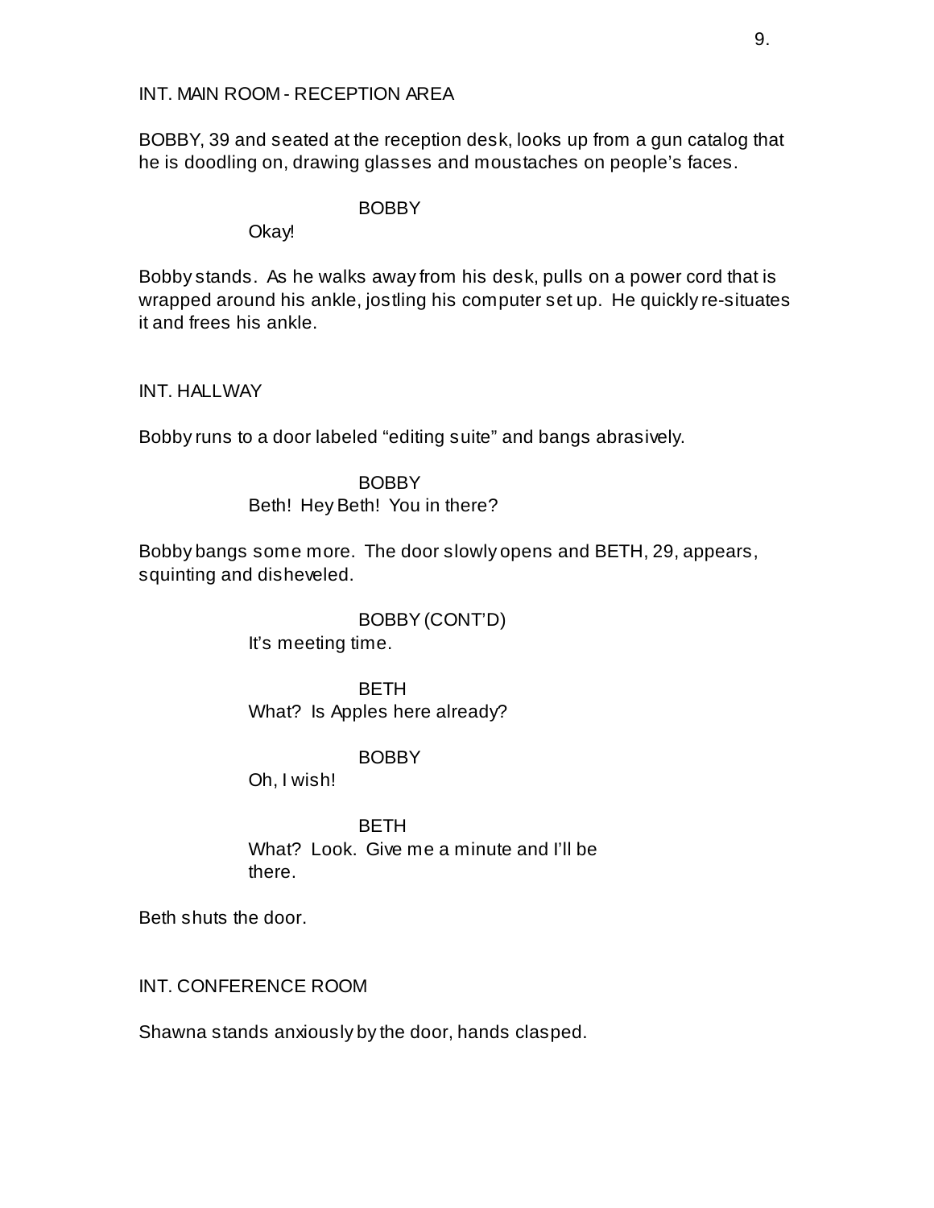INT. MAIN ROOM - RECEPTION AREA

BOBBY, 39 and seated at the reception desk, looks up from a gun catalog that he is doodling on, drawing glasses and moustaches on people's faces.

BOBBY
Okay!

Bobby stands. As he walks away from his desk, pulls on a power cord that is wrapped around his ankle, jostling his computer set up. He quickly re-situates it and frees his ankle.

INT. HALLWAY

Bobby runs to a door labeled "editing suite" and bangs abrasively.

BOBBY
Beth! Hey Beth! You in there?

Bobby bangs some more. The door slowly opens and BETH, 29, appears, squinting and disheveled.

BOBBY (CONT'D)
It's meeting time.

BETH
What? Is Apples here already?

BOBBY
Oh, I wish!

BETH
What? Look. Give me a minute and I'll be there.

Beth shuts the door.

INT. CONFERENCE ROOM

Shawna stands anxiously by the door, hands clasped.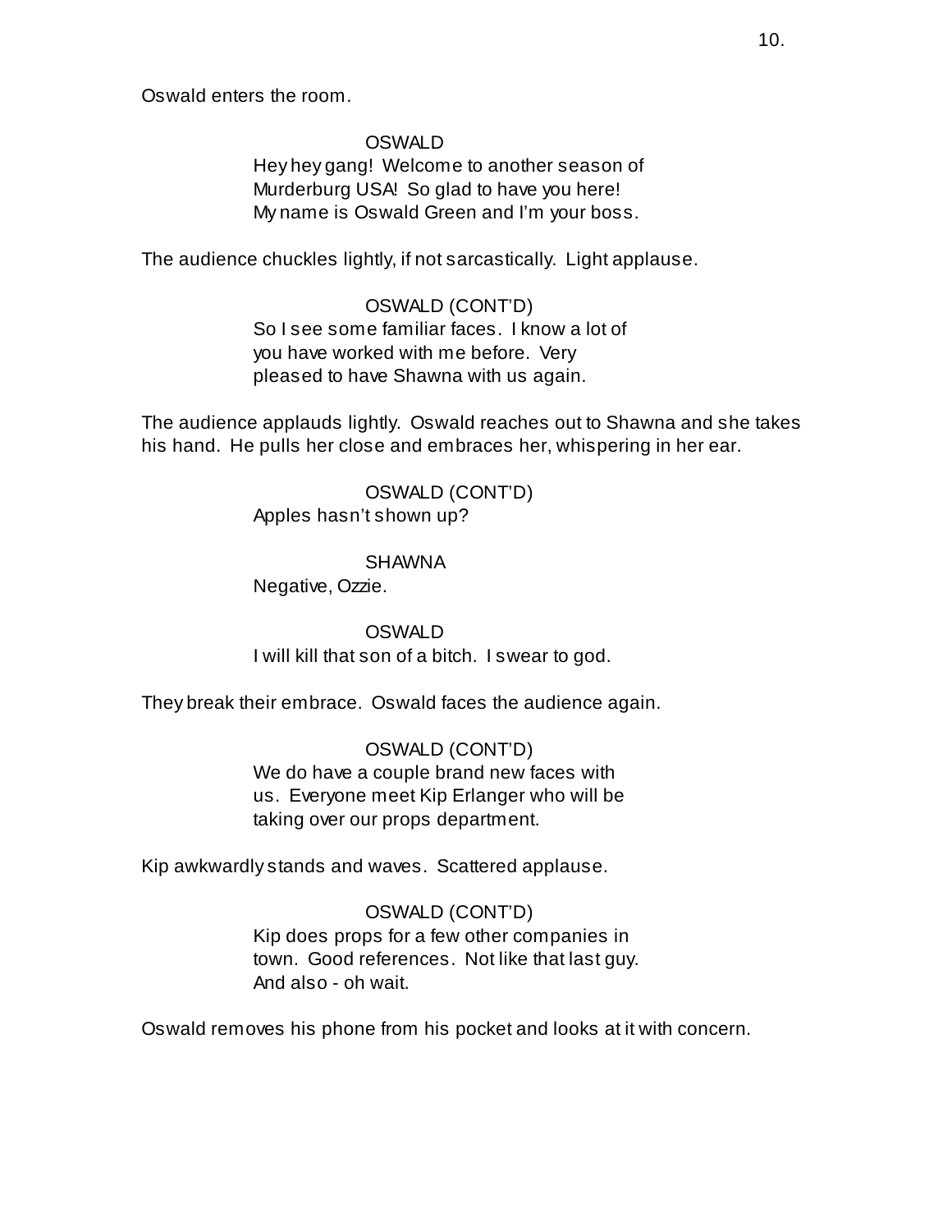Oswald enters the room.

OSWALD

Hey hey gang! Welcome to another season of Murderburg USA! So glad to have you here! My name is Oswald Green and I'm your boss.

The audience chuckles lightly, if not sarcastically. Light applause.

OSWALD (CONT'D)

So I see some familiar faces. I know a lot of you have worked with me before. Very pleased to have Shawna with us again.

The audience applauds lightly. Oswald reaches out to Shawna and she takes his hand. He pulls her close and embraces her, whispering in her ear.

OSWALD (CONT'D)

Apples hasn't shown up?

SHAWNA

Negative, Ozzie.

OSWALD

I will kill that son of a bitch. I swear to god.

They break their embrace. Oswald faces the audience again.

OSWALD (CONT'D)

We do have a couple brand new faces with us. Everyone meet Kip Erlanger who will be taking over our props department.

Kip awkwardly stands and waves. Scattered applause.

OSWALD (CONT'D)

Kip does props for a few other companies in town. Good references. Not like that last guy. And also - oh wait.

Oswald removes his phone from his pocket and looks at it with concern.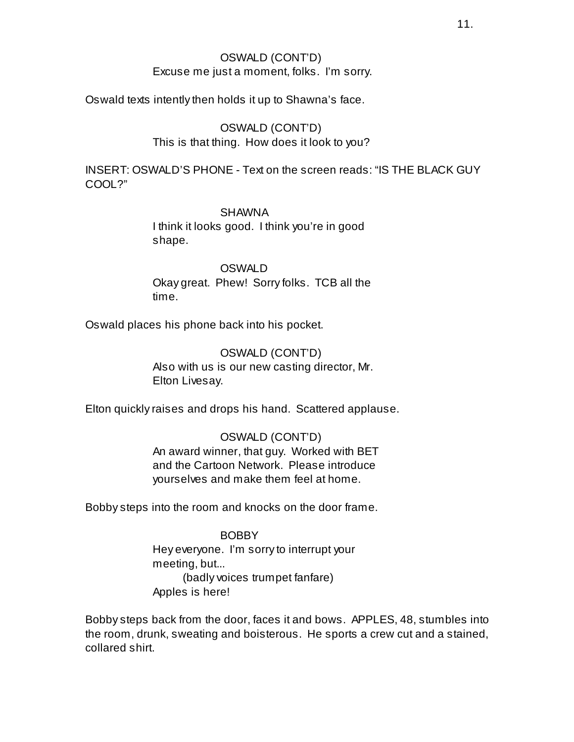OSWALD (CONT'D)
Excuse me just a moment, folks. I'm sorry.

Oswald texts intently then holds it up to Shawna's face.

OSWALD (CONT'D)
This is that thing. How does it look to you?

INSERT: OSWALD'S PHONE - Text on the screen reads: "IS THE BLACK GUY COOL?"

SHAWNA
I think it looks good. I think you're in good shape.

OSWALD
Okay great. Phew! Sorry folks. TCB all the time.

Oswald places his phone back into his pocket.

OSWALD (CONT'D)
Also with us is our new casting director, Mr. Elton Livesay.

Elton quickly raises and drops his hand. Scattered applause.

OSWALD (CONT'D)
An award winner, that guy. Worked with BET and the Cartoon Network. Please introduce yourselves and make them feel at home.

Bobby steps into the room and knocks on the door frame.

BOBBY
Hey everyone. I'm sorry to interrupt your meeting, but...
(badly voices trumpet fanfare)
Apples is here!

Bobby steps back from the door, faces it and bows. APPLES, 48, stumbles into the room, drunk, sweating and boisterous. He sports a crew cut and a stained, collared shirt.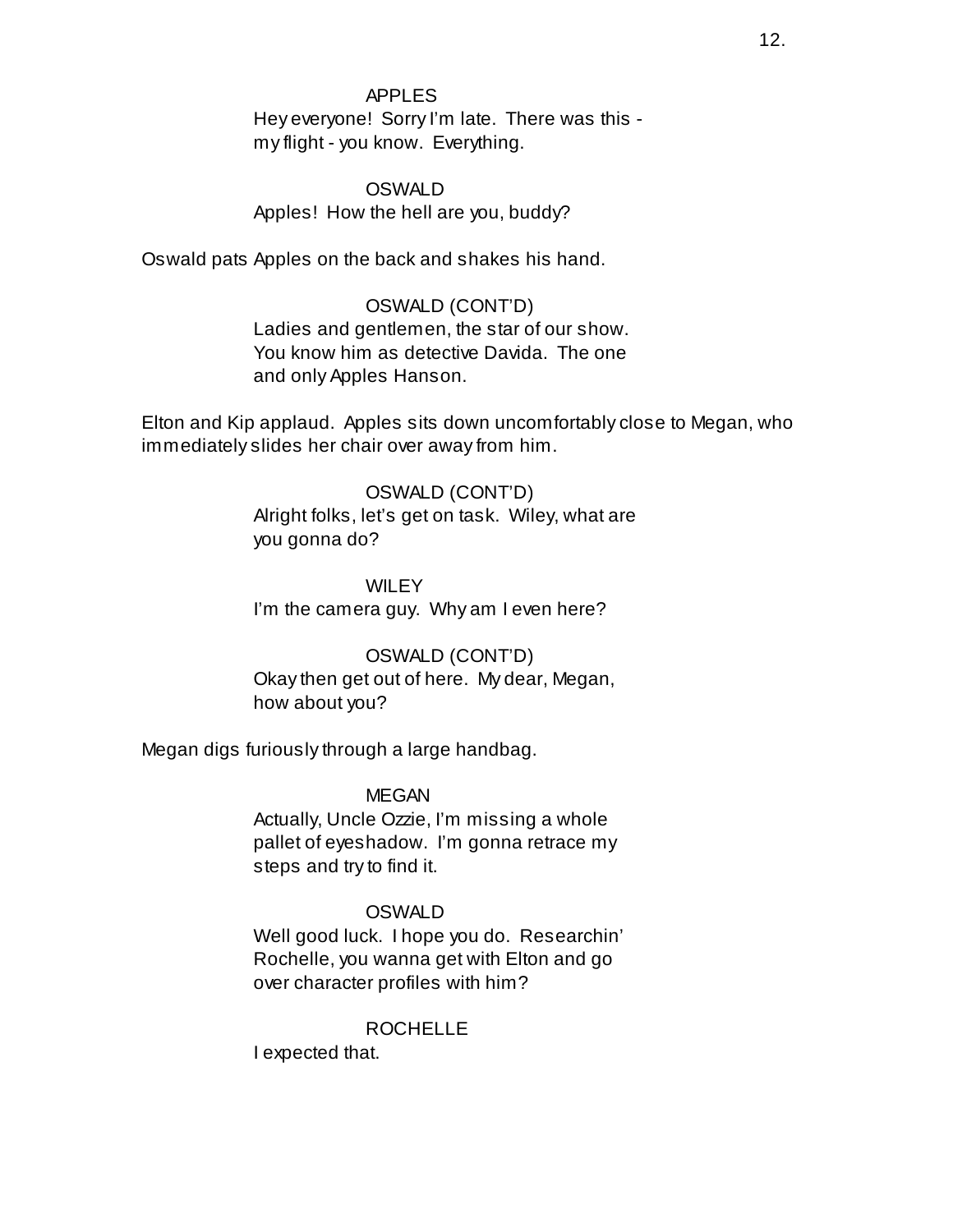APPLES

Hey everyone! Sorry I'm late. There was this - my flight - you know. Everything.

OSWALD

Apples! How the hell are you, buddy?

Oswald pats Apples on the back and shakes his hand.

OSWALD (CONT'D)

Ladies and gentlemen, the star of our show. You know him as detective Davida. The one and only Apples Hanson.

Elton and Kip applaud. Apples sits down uncomfortably close to Megan, who immediately slides her chair over away from him.

OSWALD (CONT'D)

Alright folks, let's get on task. Wiley, what are you gonna do?

WILEY

I'm the camera guy. Why am I even here?

OSWALD (CONT'D)

Okay then get out of here. My dear, Megan, how about you?

Megan digs furiously through a large handbag.

MEGAN

Actually, Uncle Ozzie, I'm missing a whole pallet of eyeshadow. I'm gonna retrace my steps and try to find it.

OSWALD

Well good luck. I hope you do. Researchin' Rochelle, you wanna get with Elton and go over character profiles with him?

ROCHELLE

I expected that.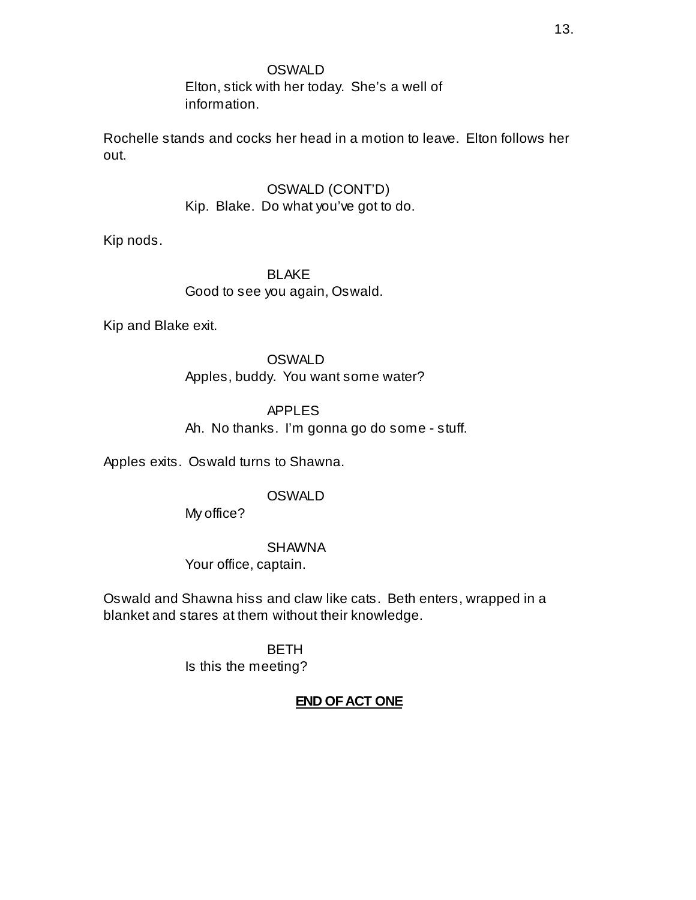OSWALD
Elton, stick with her today. She's a well of information.

Rochelle stands and cocks her head in a motion to leave. Elton follows her out.

OSWALD (CONT'D)
Kip. Blake. Do what you've got to do.

Kip nods.

BLAKE
Good to see you again, Oswald.

Kip and Blake exit.

OSWALD
Apples, buddy. You want some water?

APPLES
Ah. No thanks. I'm gonna go do some - stuff.

Apples exits. Oswald turns to Shawna.

OSWALD
My office?

SHAWNA
Your office, captain.

Oswald and Shawna hiss and claw like cats. Beth enters, wrapped in a blanket and stares at them without their knowledge.

BETH
Is this the meeting?

**END OF ACT ONE**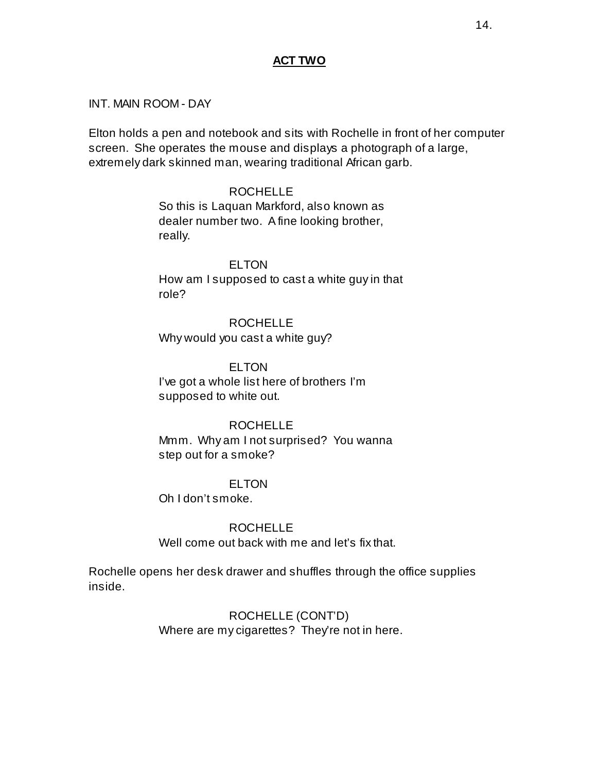**ACT TWO**

INT. MAIN ROOM - DAY

Elton holds a pen and notebook and sits with Rochelle in front of her computer screen. She operates the mouse and displays a photograph of a large, extremely dark skinned man, wearing traditional African garb.

ROCHELLE
So this is Laquan Markford, also known as dealer number two. A fine looking brother, really.

ELTON
How am I supposed to cast a white guy in that role?

ROCHELLE
Why would you cast a white guy?

ELTON
I've got a whole list here of brothers I'm supposed to white out.

ROCHELLE
Mmm. Why am I not surprised? You wanna step out for a smoke?

ELTON
Oh I don't smoke.

ROCHELLE
Well come out back with me and let's fix that.

Rochelle opens her desk drawer and shuffles through the office supplies inside.

ROCHELLE (CONT'D)
Where are my cigarettes? They're not in here.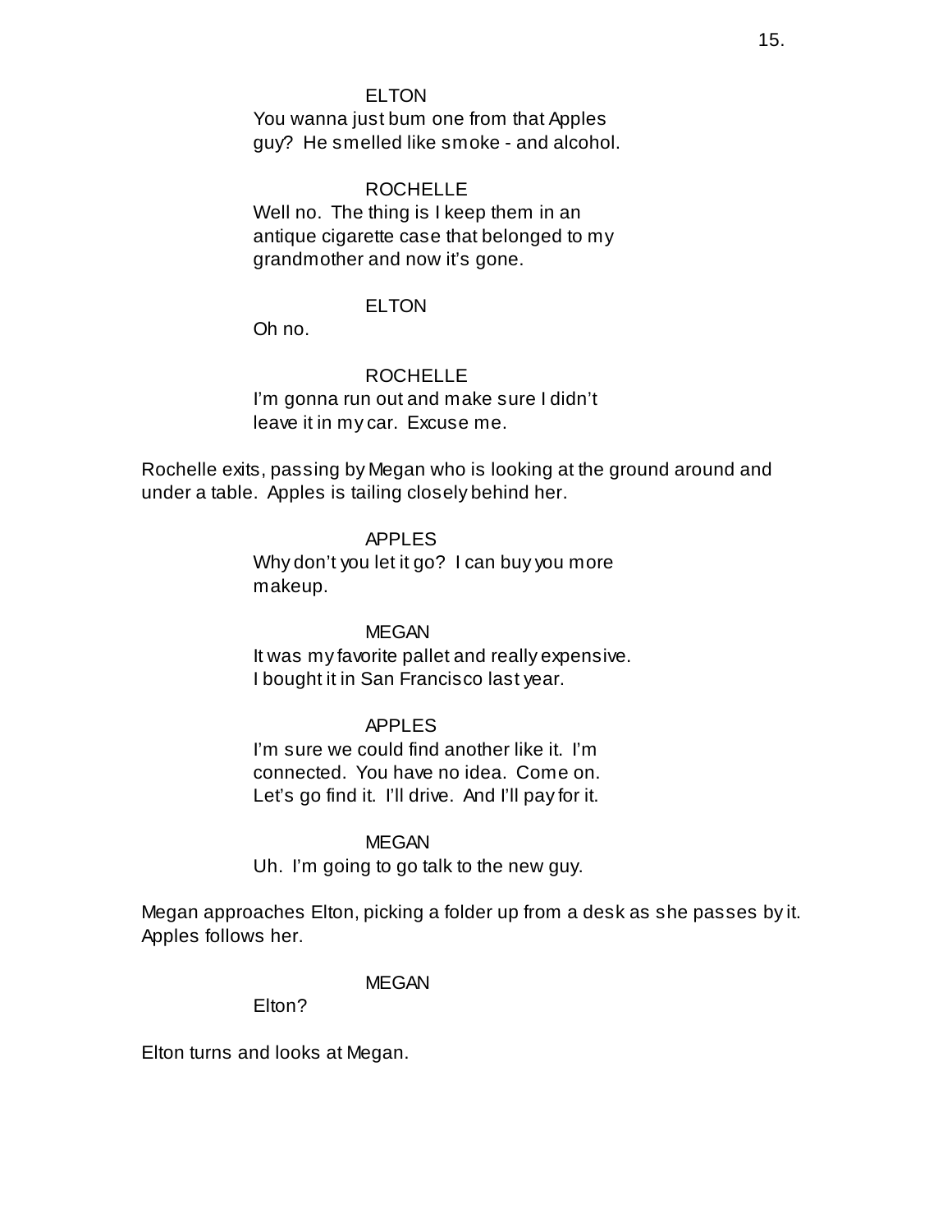ELTON

You wanna just bum one from that Apples guy? He smelled like smoke - and alcohol.

ROCHELLE

Well no. The thing is I keep them in an antique cigarette case that belonged to my grandmother and now it's gone.

ELTON

Oh no.

ROCHELLE

I'm gonna run out and make sure I didn't leave it in my car. Excuse me.

Rochelle exits, passing by Megan who is looking at the ground around and under a table. Apples is tailing closely behind her.

APPLES

Why don't you let it go? I can buy you more makeup.

MEGAN

It was my favorite pallet and really expensive. I bought it in San Francisco last year.

APPLES

I'm sure we could find another like it. I'm connected. You have no idea. Come on. Let's go find it. I'll drive. And I'll pay for it.

MEGAN

Uh. I'm going to go talk to the new guy.

Megan approaches Elton, picking a folder up from a desk as she passes by it. Apples follows her.

MEGAN

Elton?

Elton turns and looks at Megan.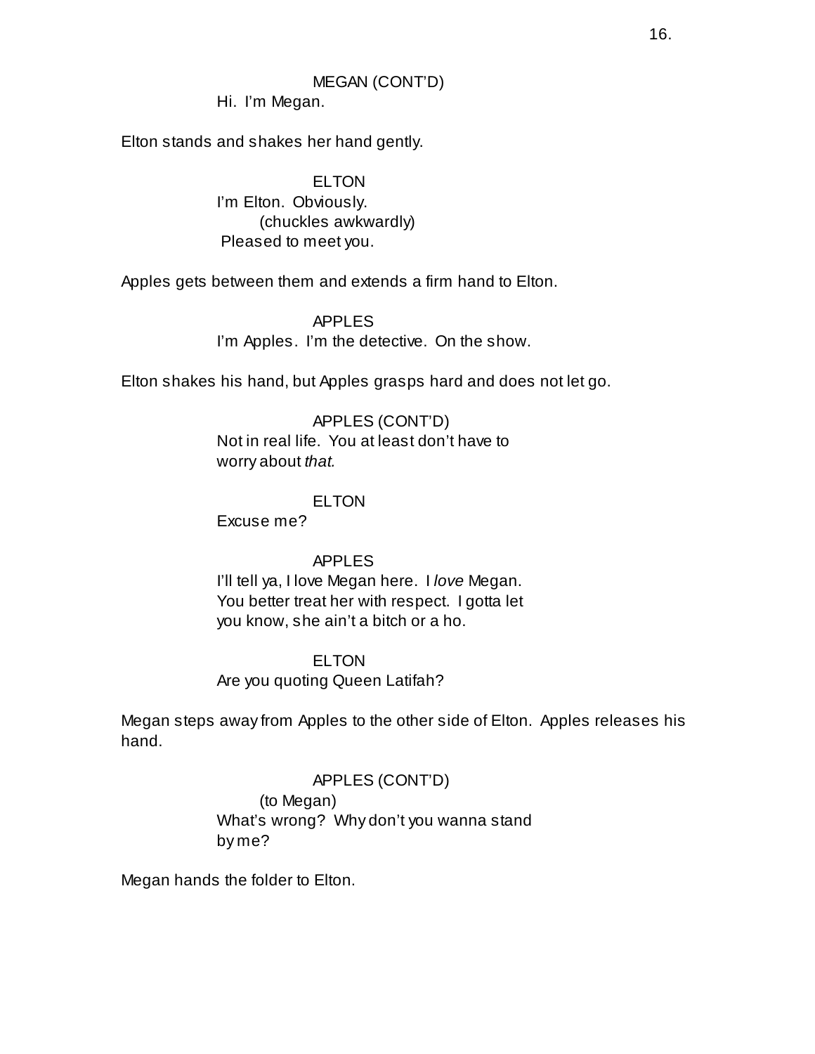MEGAN (CONT'D)
Hi. I'm Megan.

Elton stands and shakes her hand gently.

ELTON
I'm Elton. Obviously.
(chuckles awkwardly)
Pleased to meet you.

Apples gets between them and extends a firm hand to Elton.

APPLES
I'm Apples. I'm the detective. On the show.

Elton shakes his hand, but Apples grasps hard and does not let go.

APPLES (CONT'D)
Not in real life. You at least don't have to worry about *that.*

ELTON
Excuse me?

APPLES
I'll tell ya, I love Megan here. I *love* Megan. You better treat her with respect. I gotta let you know, she ain't a bitch or a ho.

ELTON
Are you quoting Queen Latifah?

Megan steps away from Apples to the other side of Elton. Apples releases his hand.

APPLES (CONT'D)
(to Megan)
What's wrong? Why don't you wanna stand by me?

Megan hands the folder to Elton.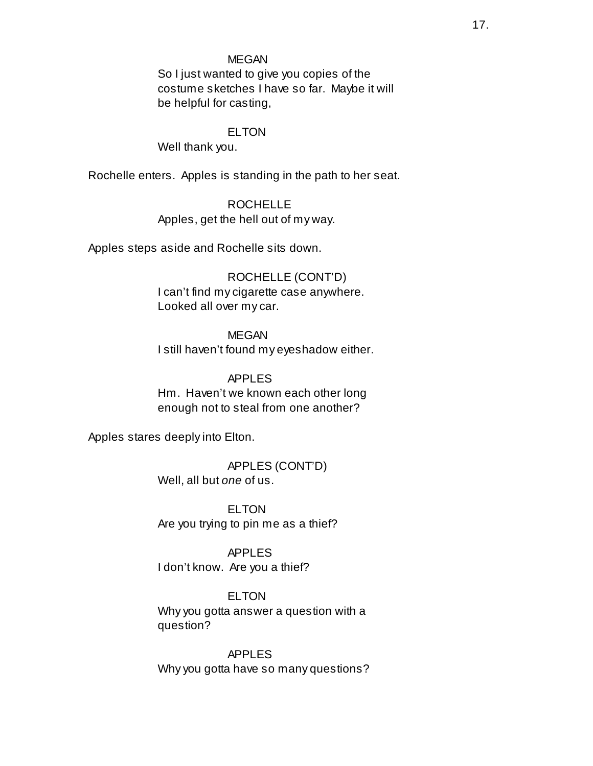MEGAN

So I just wanted to give you copies of the costume sketches I have so far. Maybe it will be helpful for casting,

ELTON

Well thank you.

Rochelle enters. Apples is standing in the path to her seat.

ROCHELLE

Apples, get the hell out of my way.

Apples steps aside and Rochelle sits down.

ROCHELLE (CONT'D)

I can't find my cigarette case anywhere. Looked all over my car.

MEGAN

I still haven't found my eyeshadow either.

APPLES

Hm. Haven't we known each other long enough not to steal from one another?

Apples stares deeply into Elton.

APPLES (CONT'D)

Well, all but *one* of us.

ELTON

Are you trying to pin me as a thief?

APPLES

I don't know. Are you a thief?

ELTON

Why you gotta answer a question with a question?

APPLES

Why you gotta have so many questions?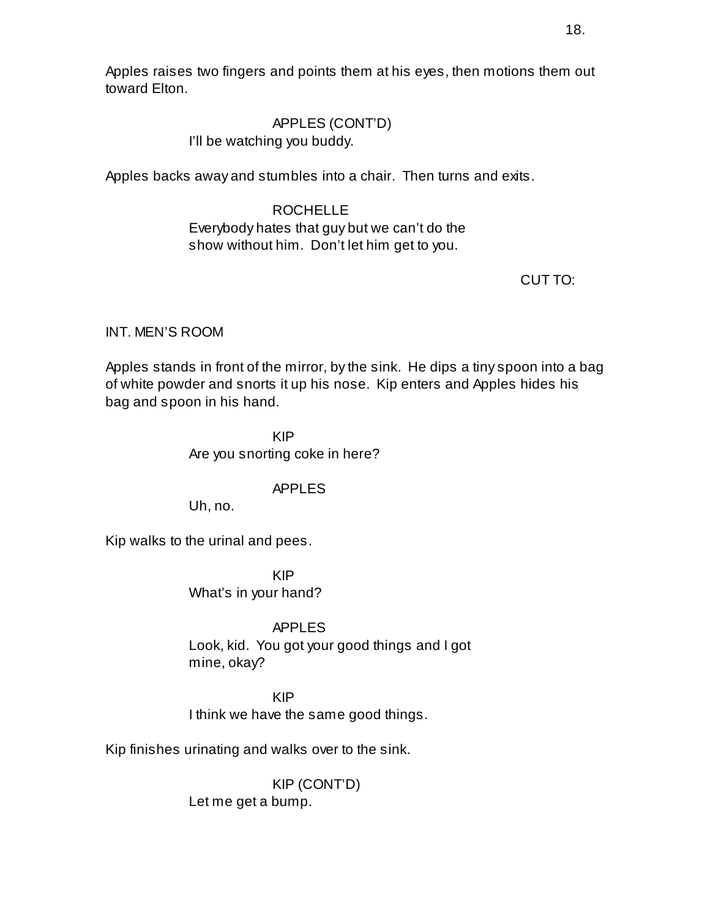Apples raises two fingers and points them at his eyes, then motions them out toward Elton.

APPLES (CONT'D)
I'll be watching you buddy.

Apples backs away and stumbles into a chair. Then turns and exits.

ROCHELLE
Everybody hates that guy but we can't do the show without him. Don't let him get to you.

CUT TO:

INT. MEN'S ROOM

Apples stands in front of the mirror, by the sink. He dips a tiny spoon into a bag of white powder and snorts it up his nose. Kip enters and Apples hides his bag and spoon in his hand.

KIP
Are you snorting coke in here?

APPLES
Uh, no.

Kip walks to the urinal and pees.

KIP
What's in your hand?

APPLES
Look, kid. You got your good things and I got mine, okay?

KIP
I think we have the same good things.

Kip finishes urinating and walks over to the sink.

KIP (CONT'D)
Let me get a bump.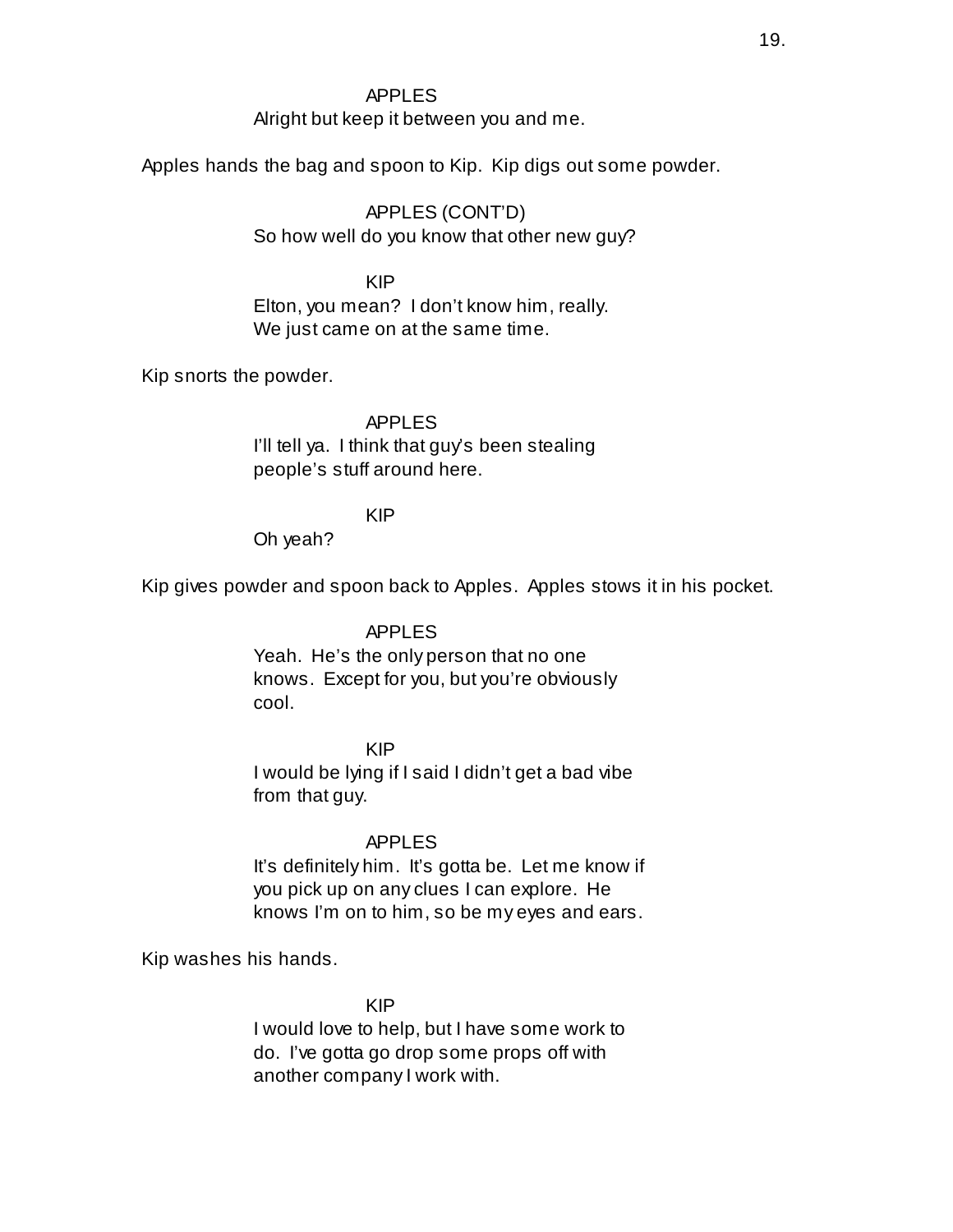APPLES
Alright but keep it between you and me.

Apples hands the bag and spoon to Kip. Kip digs out some powder.

APPLES (CONT'D)
So how well do you know that other new guy?

KIP
Elton, you mean? I don't know him, really.
We just came on at the same time.

Kip snorts the powder.

APPLES
I'll tell ya. I think that guy's been stealing
people's stuff around here.

KIP
Oh yeah?

Kip gives powder and spoon back to Apples. Apples stows it in his pocket.

APPLES
Yeah. He's the only person that no one
knows. Except for you, but you're obviously
cool.

KIP
I would be lying if I said I didn't get a bad vibe
from that guy.

APPLES
It's definitely him. It's gotta be. Let me know if
you pick up on any clues I can explore. He
knows I'm on to him, so be my eyes and ears.

Kip washes his hands.

KIP
I would love to help, but I have some work to
do. I've gotta go drop some props off with
another company I work with.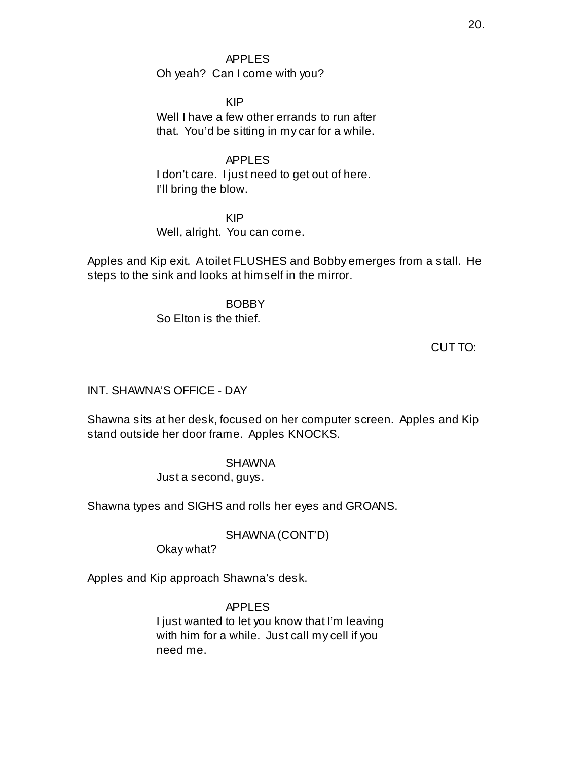APPLES

Oh yeah? Can I come with you?

KIP

Well I have a few other errands to run after that. You'd be sitting in my car for a while.

APPLES

I don't care. I just need to get out of here. I'll bring the blow.

KIP

Well, alright. You can come.

Apples and Kip exit. A toilet FLUSHES and Bobby emerges from a stall. He steps to the sink and looks at himself in the mirror.

BOBBY

So Elton is the thief.

CUT TO:

INT. SHAWNA'S OFFICE - DAY

Shawna sits at her desk, focused on her computer screen. Apples and Kip stand outside her door frame. Apples KNOCKS.

SHAWNA

Just a second, guys.

Shawna types and SIGHS and rolls her eyes and GROANS.

SHAWNA (CONT'D)

Okay what?

Apples and Kip approach Shawna's desk.

APPLES

I just wanted to let you know that I'm leaving with him for a while. Just call my cell if you need me.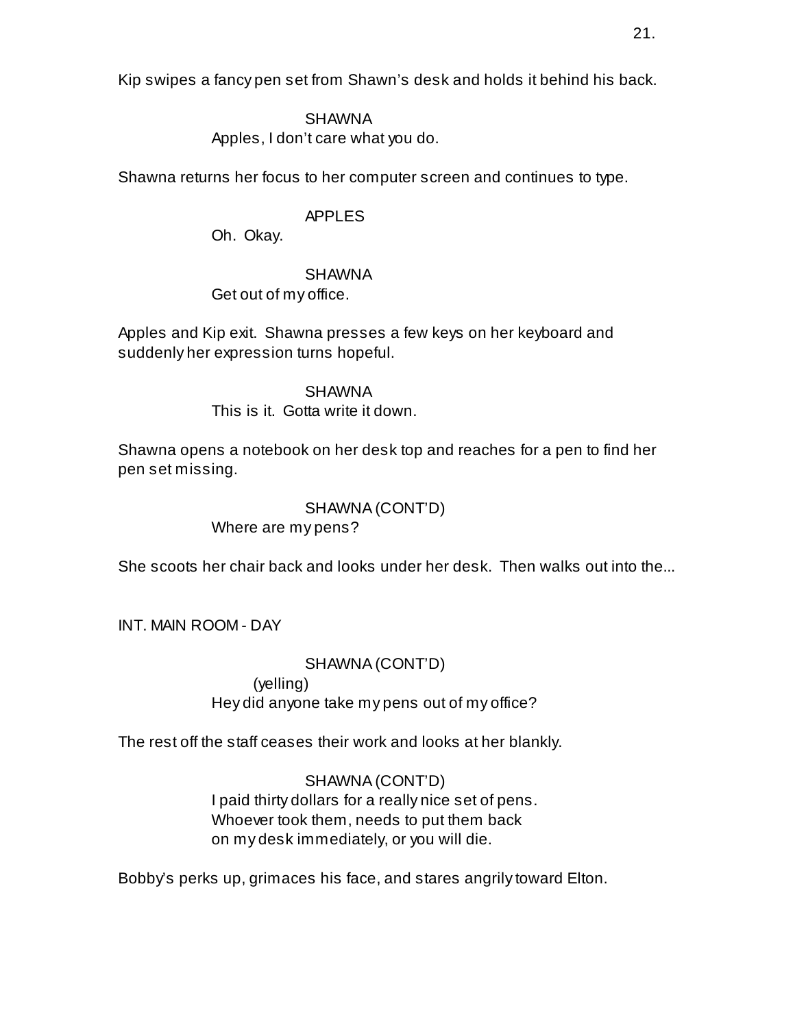Kip swipes a fancy pen set from Shawn's desk and holds it behind his back.

SHAWNA
Apples, I don't care what you do.

Shawna returns her focus to her computer screen and continues to type.

APPLES
Oh. Okay.

SHAWNA
Get out of my office.

Apples and Kip exit. Shawna presses a few keys on her keyboard and suddenly her expression turns hopeful.

SHAWNA
This is it. Gotta write it down.

Shawna opens a notebook on her desk top and reaches for a pen to find her pen set missing.

SHAWNA (CONT'D)
Where are my pens?

She scoots her chair back and looks under her desk. Then walks out into the...

INT. MAIN ROOM - DAY

SHAWNA (CONT'D)
(yelling)
Hey did anyone take my pens out of my office?

The rest off the staff ceases their work and looks at her blankly.

SHAWNA (CONT'D)
I paid thirty dollars for a really nice set of pens.
Whoever took them, needs to put them back
on my desk immediately, or you will die.

Bobby's perks up, grimaces his face, and stares angrily toward Elton.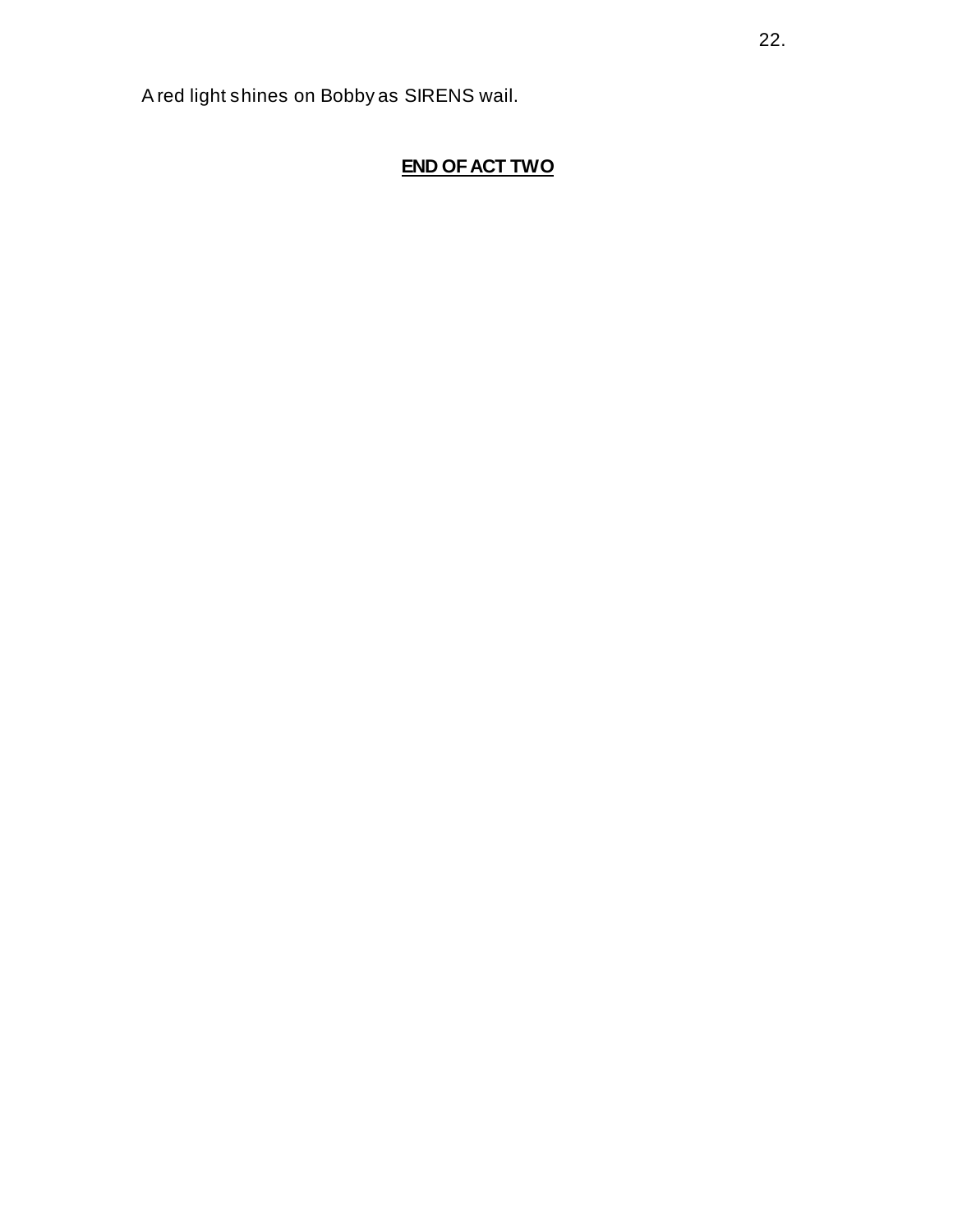A red light shines on Bobby as SIRENS wail.

**END OF ACT TWO**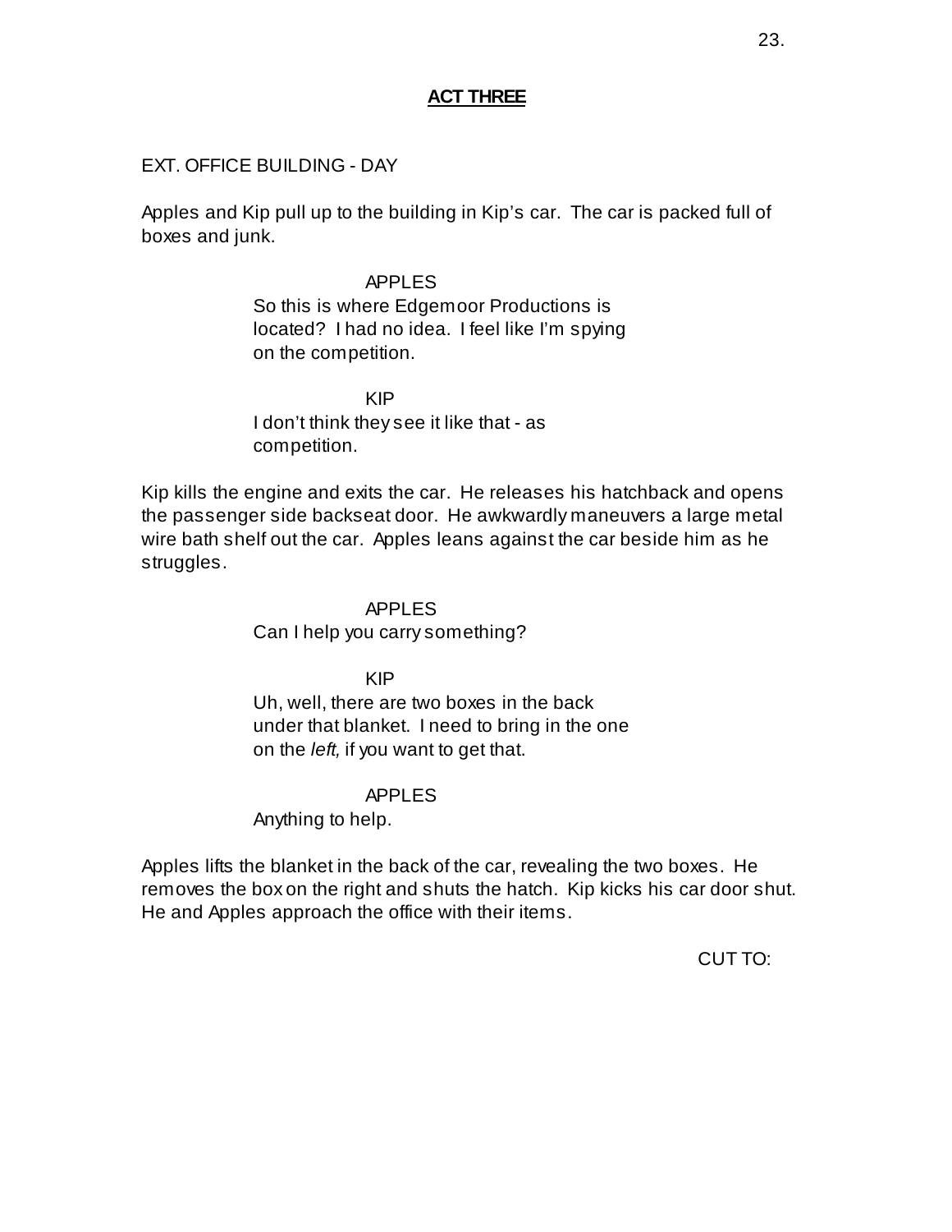**ACT THREE**

EXT. OFFICE BUILDING - DAY

Apples and Kip pull up to the building in Kip's car. The car is packed full of boxes and junk.

APPLES
So this is where Edgemoor Productions is located? I had no idea. I feel like I'm spying on the competition.

KIP
I don't think they see it like that - as competition.

Kip kills the engine and exits the car. He releases his hatchback and opens the passenger side backseat door. He awkwardly maneuvers a large metal wire bath shelf out the car. Apples leans against the car beside him as he struggles.

APPLES
Can I help you carry something?

KIP
Uh, well, there are two boxes in the back under that blanket. I need to bring in the one on the *left,* if you want to get that.

APPLES
Anything to help.

Apples lifts the blanket in the back of the car, revealing the two boxes. He removes the box on the right and shuts the hatch. Kip kicks his car door shut. He and Apples approach the office with their items.

CUT TO: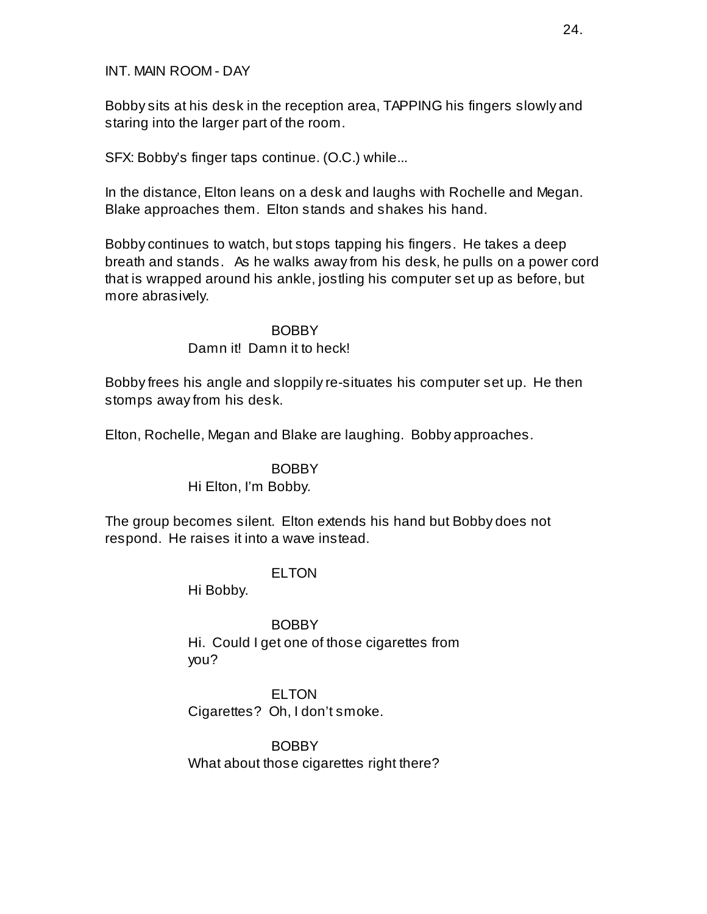INT. MAIN ROOM - DAY

Bobby sits at his desk in the reception area, TAPPING his fingers slowly and staring into the larger part of the room.

SFX: Bobby's finger taps continue. (O.C.) while...

In the distance, Elton leans on a desk and laughs with Rochelle and Megan. Blake approaches them. Elton stands and shakes his hand.

Bobby continues to watch, but stops tapping his fingers. He takes a deep breath and stands. As he walks away from his desk, he pulls on a power cord that is wrapped around his ankle, jostling his computer set up as before, but more abrasively.

BOBBY

Damn it! Damn it to heck!

Bobby frees his angle and sloppily re-situates his computer set up. He then stomps away from his desk.

Elton, Rochelle, Megan and Blake are laughing. Bobby approaches.

BOBBY

Hi Elton, I'm Bobby.

The group becomes silent. Elton extends his hand but Bobby does not respond. He raises it into a wave instead.

ELTON

Hi Bobby.

BOBBY

Hi. Could I get one of those cigarettes from you?

ELTON

Cigarettes? Oh, I don't smoke.

BOBBY

What about those cigarettes right there?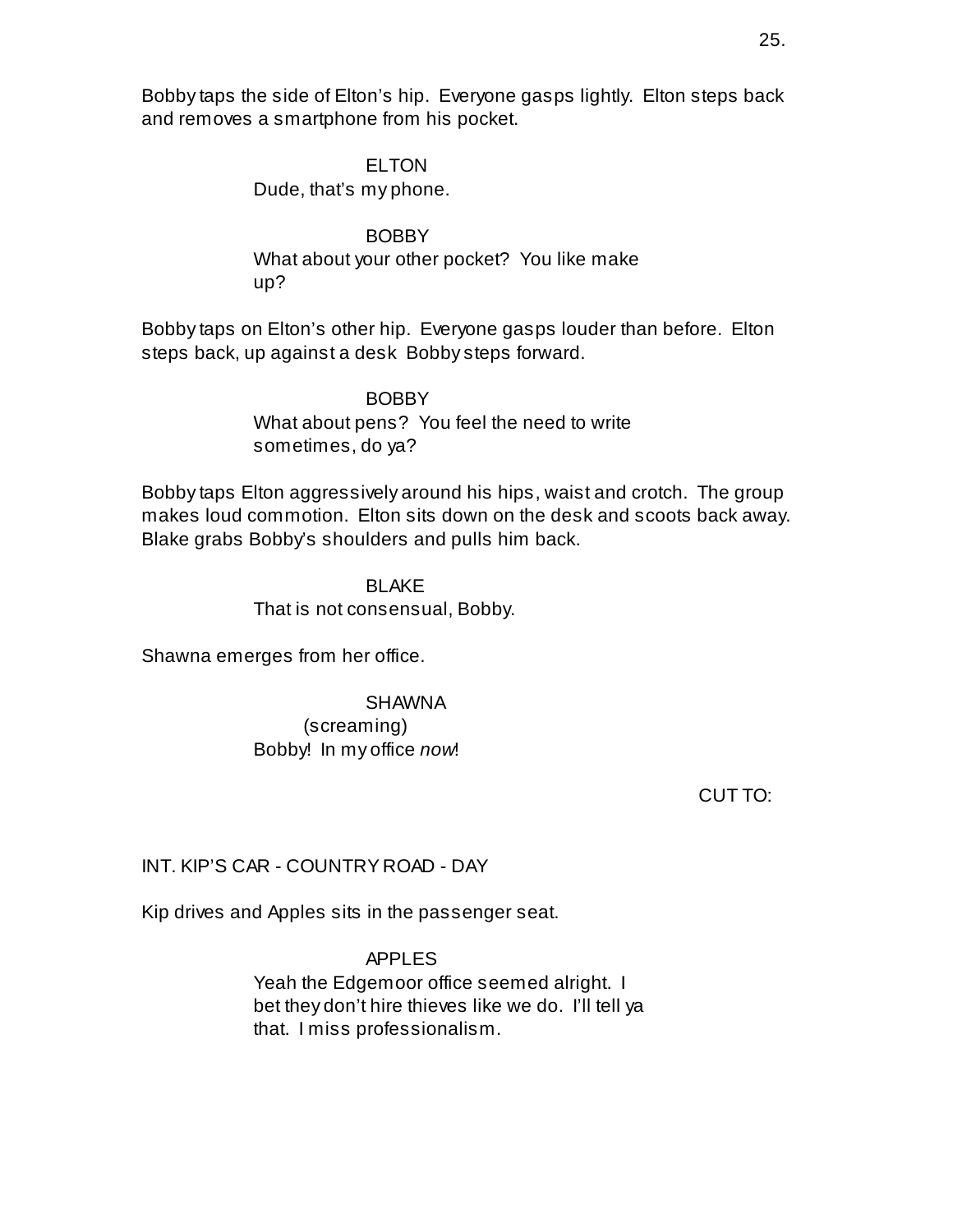Bobby taps the side of Elton's hip. Everyone gasps lightly. Elton steps back and removes a smartphone from his pocket.

ELTON
Dude, that's my phone.

BOBBY
What about your other pocket? You like make up?

Bobby taps on Elton's other hip. Everyone gasps louder than before. Elton steps back, up against a desk Bobby steps forward.

BOBBY
What about pens? You feel the need to write sometimes, do ya?

Bobby taps Elton aggressively around his hips, waist and crotch. The group makes loud commotion. Elton sits down on the desk and scoots back away. Blake grabs Bobby's shoulders and pulls him back.

BLAKE
That is not consensual, Bobby.

Shawna emerges from her office.

SHAWNA
(screaming)
Bobby! In my office *now*!

CUT TO:

INT. KIP'S CAR - COUNTRY ROAD - DAY

Kip drives and Apples sits in the passenger seat.

APPLES
Yeah the Edgemoor office seemed alright. I bet they don't hire thieves like we do. I'll tell ya that. I miss professionalism.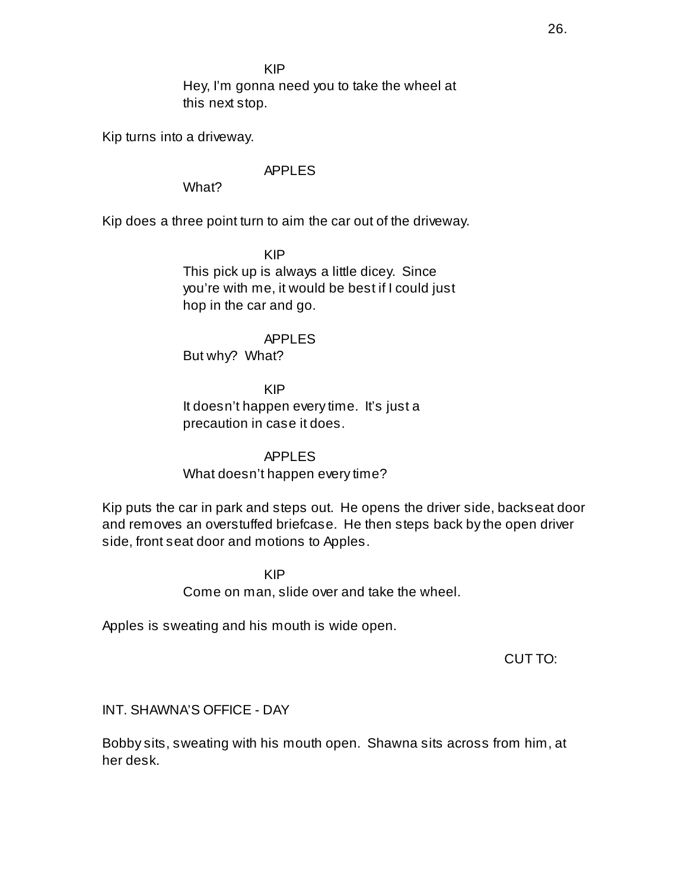KIP

Hey, I'm gonna need you to take the wheel at this next stop.

Kip turns into a driveway.

APPLES

What?

Kip does a three point turn to aim the car out of the driveway.

KIP

This pick up is always a little dicey. Since you're with me, it would be best if I could just hop in the car and go.

APPLES

But why? What?

KIP

It doesn't happen every time. It's just a precaution in case it does.

APPLES

What doesn't happen every time?

Kip puts the car in park and steps out. He opens the driver side, backseat door and removes an overstuffed briefcase. He then steps back by the open driver side, front seat door and motions to Apples.

KIP

Come on man, slide over and take the wheel.

Apples is sweating and his mouth is wide open.

CUT TO:

INT. SHAWNA'S OFFICE - DAY

Bobby sits, sweating with his mouth open. Shawna sits across from him, at her desk.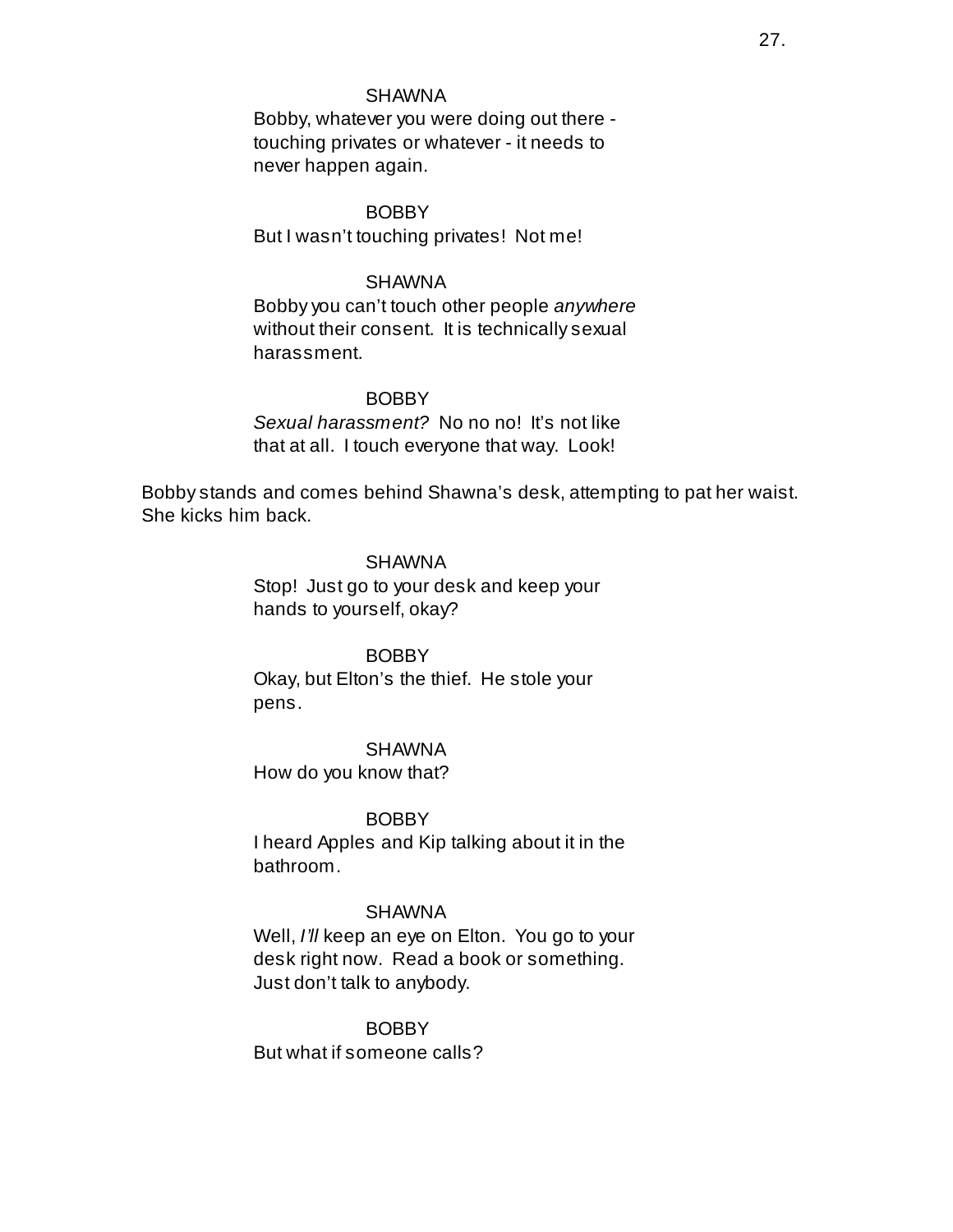SHAWNA

Bobby, whatever you were doing out there - touching privates or whatever - it needs to never happen again.

BOBBY

But I wasn't touching privates! Not me!

SHAWNA

Bobby you can't touch other people *anywhere* without their consent. It is technically sexual harassment.

BOBBY

*Sexual harassment?* No no no! It's not like that at all. I touch everyone that way. Look!

Bobby stands and comes behind Shawna's desk, attempting to pat her waist. She kicks him back.

SHAWNA

Stop! Just go to your desk and keep your hands to yourself, okay?

BOBBY

Okay, but Elton's the thief. He stole your pens.

SHAWNA

How do you know that?

BOBBY

I heard Apples and Kip talking about it in the bathroom.

SHAWNA

Well, *I'll* keep an eye on Elton. You go to your desk right now. Read a book or something. Just don't talk to anybody.

BOBBY

But what if someone calls?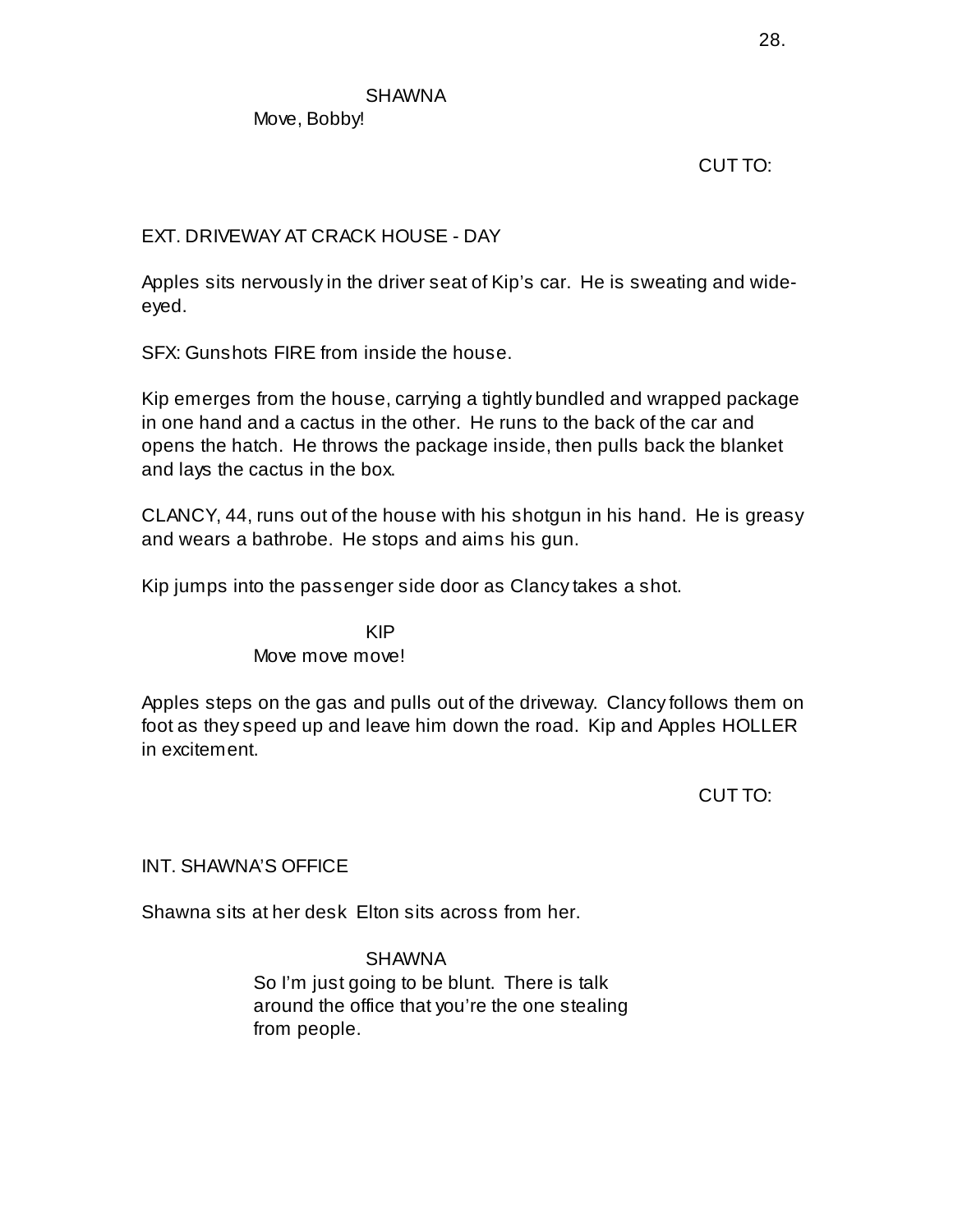SHAWNA
Move, Bobby!

CUT TO:

EXT. DRIVEWAY AT CRACK HOUSE - DAY

Apples sits nervously in the driver seat of Kip's car. He is sweating and wide-eyed.

SFX: Gunshots FIRE from inside the house.

Kip emerges from the house, carrying a tightly bundled and wrapped package in one hand and a cactus in the other. He runs to the back of the car and opens the hatch. He throws the package inside, then pulls back the blanket and lays the cactus in the box.

CLANCY, 44, runs out of the house with his shotgun in his hand. He is greasy and wears a bathrobe. He stops and aims his gun.

Kip jumps into the passenger side door as Clancy takes a shot.

KIP
Move move move!

Apples steps on the gas and pulls out of the driveway. Clancy follows them on foot as they speed up and leave him down the road. Kip and Apples HOLLER in excitement.

CUT TO:

INT. SHAWNA'S OFFICE

Shawna sits at her desk Elton sits across from her.

SHAWNA
So I'm just going to be blunt. There is talk around the office that you're the one stealing from people.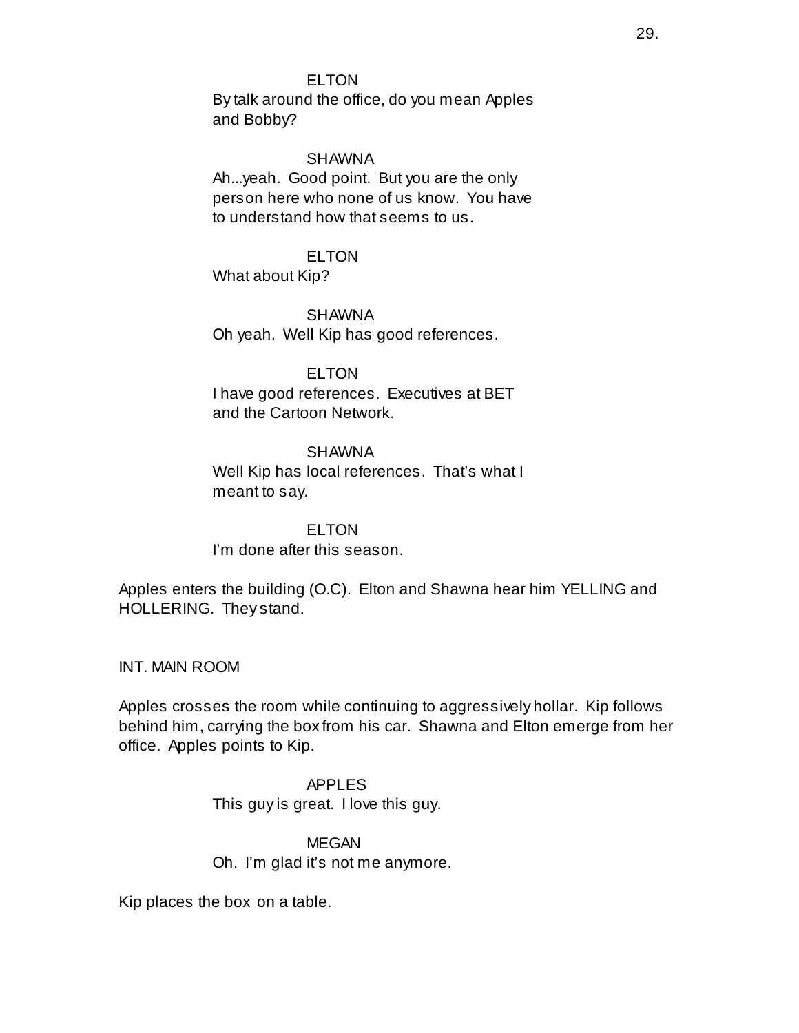ELTON

By talk around the office, do you mean Apples and Bobby?

SHAWNA

Ah...yeah. Good point. But you are the only person here who none of us know. You have to understand how that seems to us.

ELTON

What about Kip?

SHAWNA

Oh yeah. Well Kip has good references.

ELTON

I have good references. Executives at BET and the Cartoon Network.

SHAWNA

Well Kip has local references. That's what I meant to say.

ELTON

I'm done after this season.

Apples enters the building (O.C). Elton and Shawna hear him YELLING and HOLLERING. They stand.

INT. MAIN ROOM

Apples crosses the room while continuing to aggressively hollar. Kip follows behind him, carrying the box from his car. Shawna and Elton emerge from her office. Apples points to Kip.

APPLES

This guy is great. I love this guy.

MEGAN

Oh. I'm glad it's not me anymore.

Kip places the box on a table.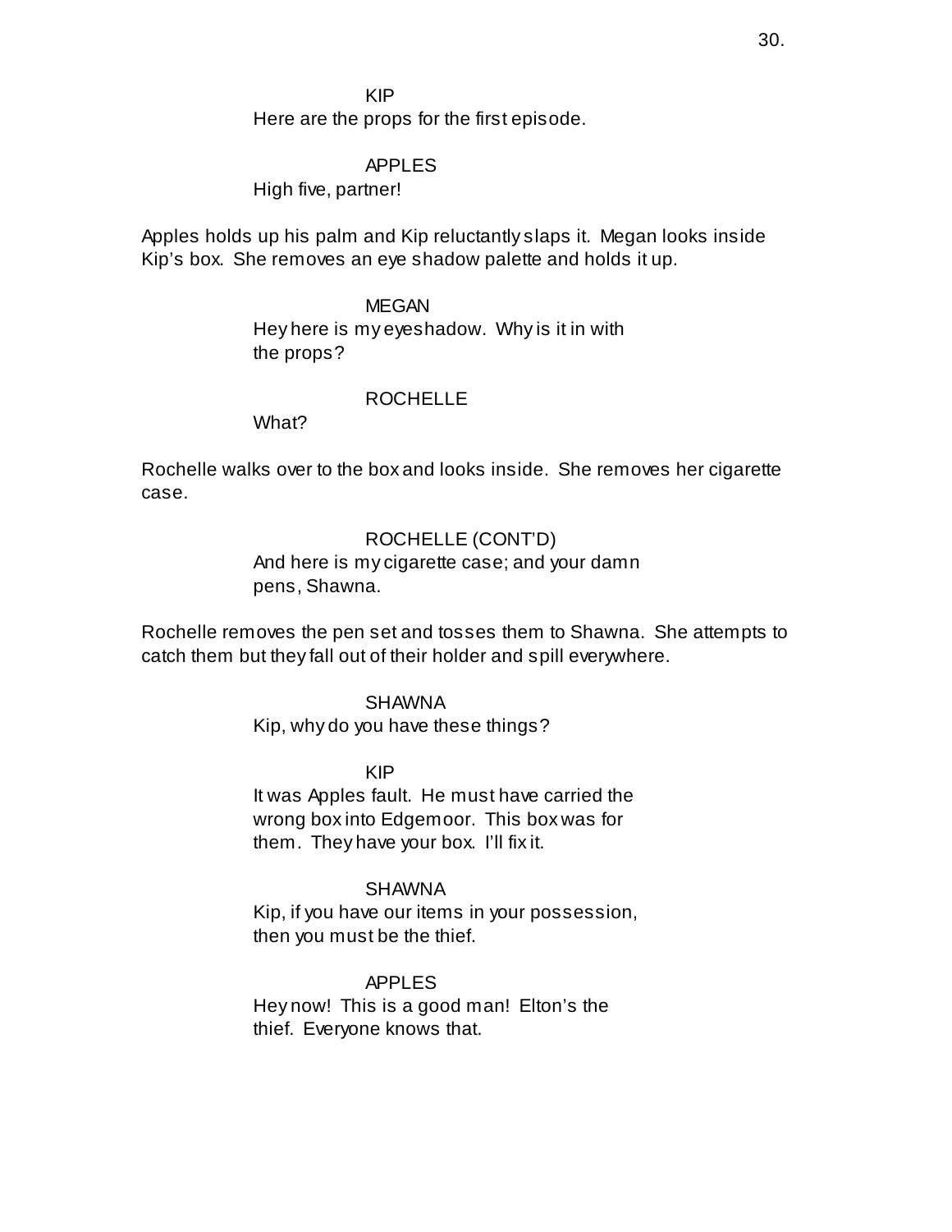KIP

Here are the props for the first episode.

APPLES

High five, partner!

Apples holds up his palm and Kip reluctantly slaps it. Megan looks inside Kip's box. She removes an eye shadow palette and holds it up.

MEGAN

Hey here is my eyeshadow. Why is it in with the props?

ROCHELLE

What?

Rochelle walks over to the box and looks inside. She removes her cigarette case.

ROCHELLE (CONT'D)

And here is my cigarette case; and your damn pens, Shawna.

Rochelle removes the pen set and tosses them to Shawna. She attempts to catch them but they fall out of their holder and spill everywhere.

SHAWNA

Kip, why do you have these things?

KIP

It was Apples fault. He must have carried the wrong box into Edgemoor. This box was for them. They have your box. I'll fix it.

SHAWNA

Kip, if you have our items in your possession, then you must be the thief.

APPLES

Hey now! This is a good man! Elton's the thief. Everyone knows that.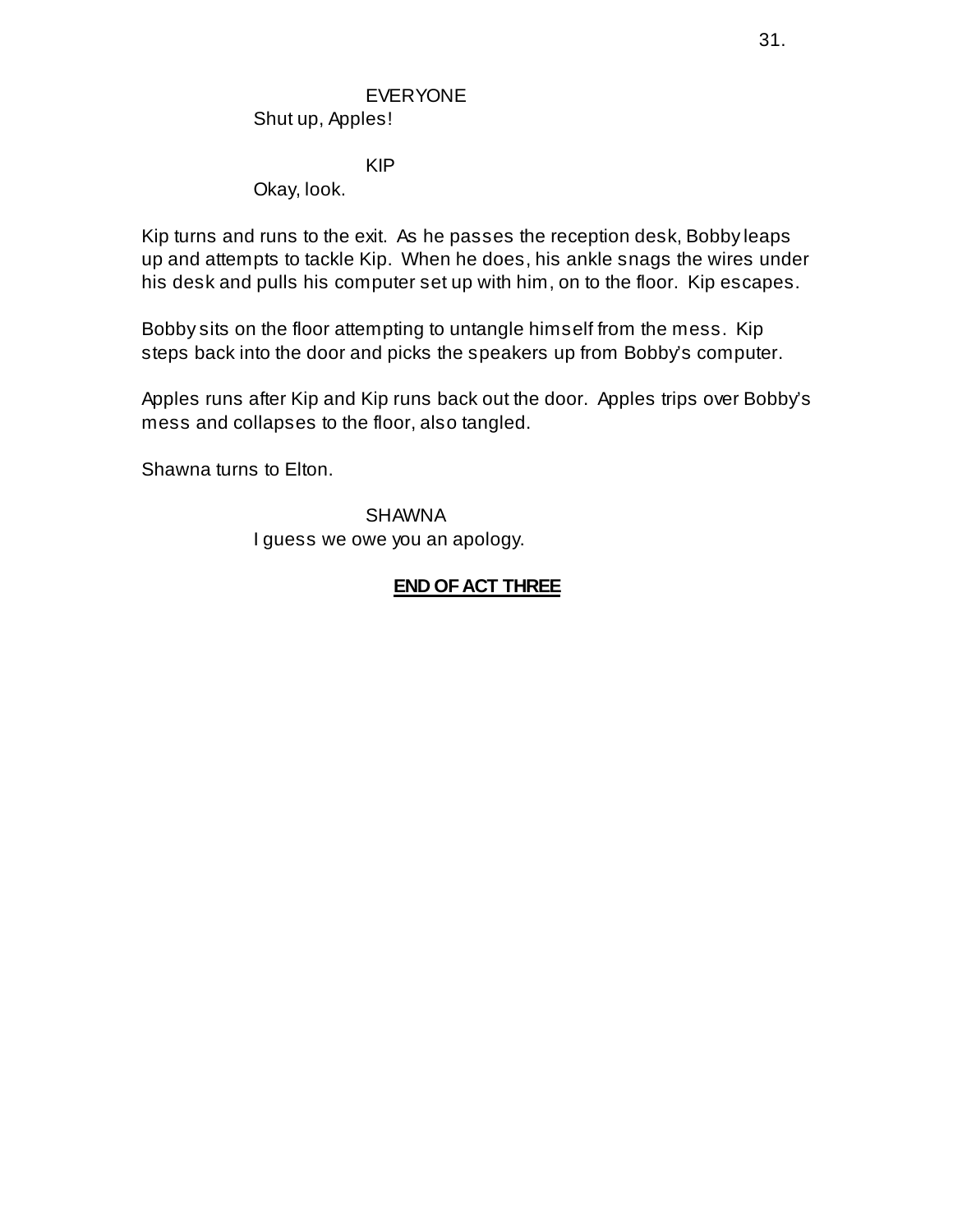EVERYONE
Shut up, Apples!

KIP
Okay, look.

Kip turns and runs to the exit. As he passes the reception desk, Bobby leaps up and attempts to tackle Kip. When he does, his ankle snags the wires under his desk and pulls his computer set up with him, on to the floor. Kip escapes.

Bobby sits on the floor attempting to untangle himself from the mess. Kip steps back into the door and picks the speakers up from Bobby's computer.

Apples runs after Kip and Kip runs back out the door. Apples trips over Bobby's mess and collapses to the floor, also tangled.

Shawna turns to Elton.

SHAWNA
I guess we owe you an apology.

**END OF ACT THREE**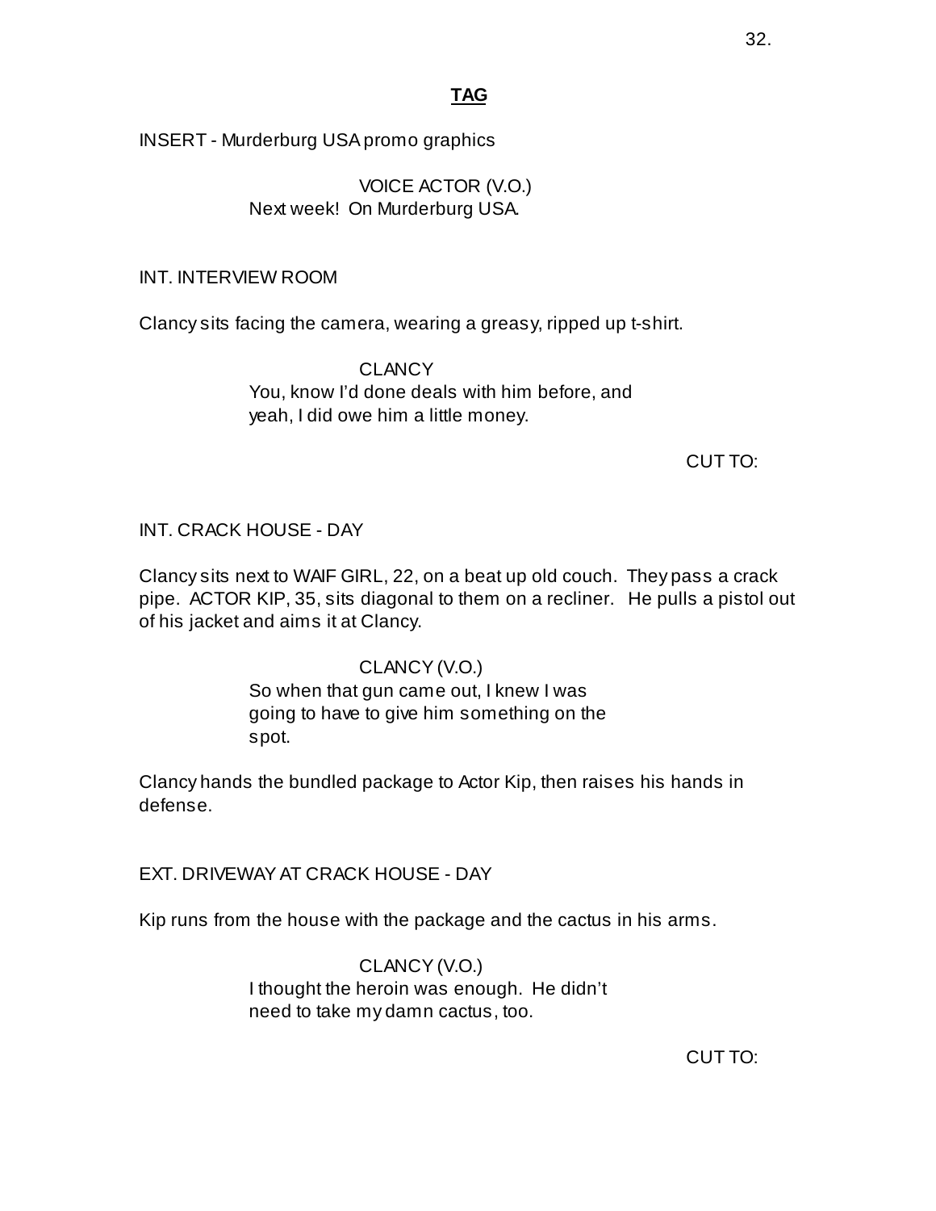**TAG**

INSERT - Murderburg USA promo graphics

VOICE ACTOR (V.O.)
Next week! On Murderburg USA.

INT. INTERVIEW ROOM

Clancy sits facing the camera, wearing a greasy, ripped up t-shirt.

CLANCY
You, know I'd done deals with him before, and yeah, I did owe him a little money.

CUT TO:

INT. CRACK HOUSE - DAY

Clancy sits next to WAIF GIRL, 22, on a beat up old couch. They pass a crack pipe. ACTOR KIP, 35, sits diagonal to them on a recliner. He pulls a pistol out of his jacket and aims it at Clancy.

CLANCY (V.O.)
So when that gun came out, I knew I was going to have to give him something on the spot.

Clancy hands the bundled package to Actor Kip, then raises his hands in defense.

EXT. DRIVEWAY AT CRACK HOUSE - DAY

Kip runs from the house with the package and the cactus in his arms.

CLANCY (V.O.)
I thought the heroin was enough. He didn't need to take my damn cactus, too.

CUT TO: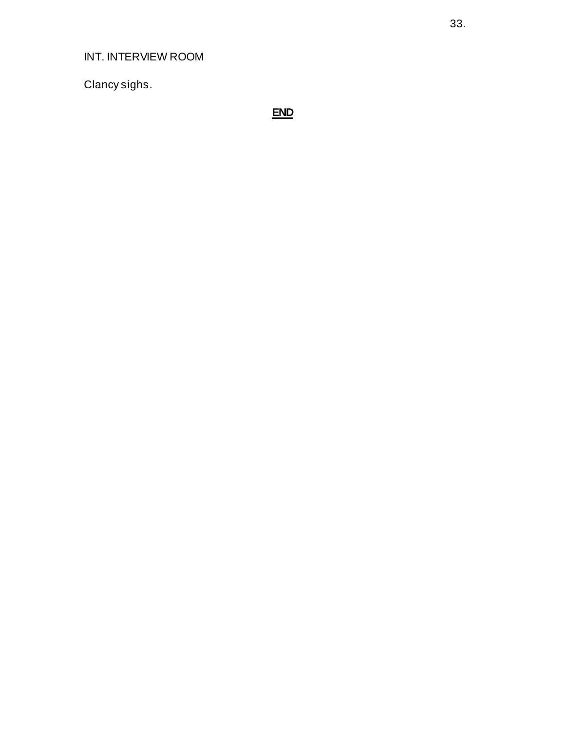INT. INTERVIEW ROOM

Clancy sighs.

**END**